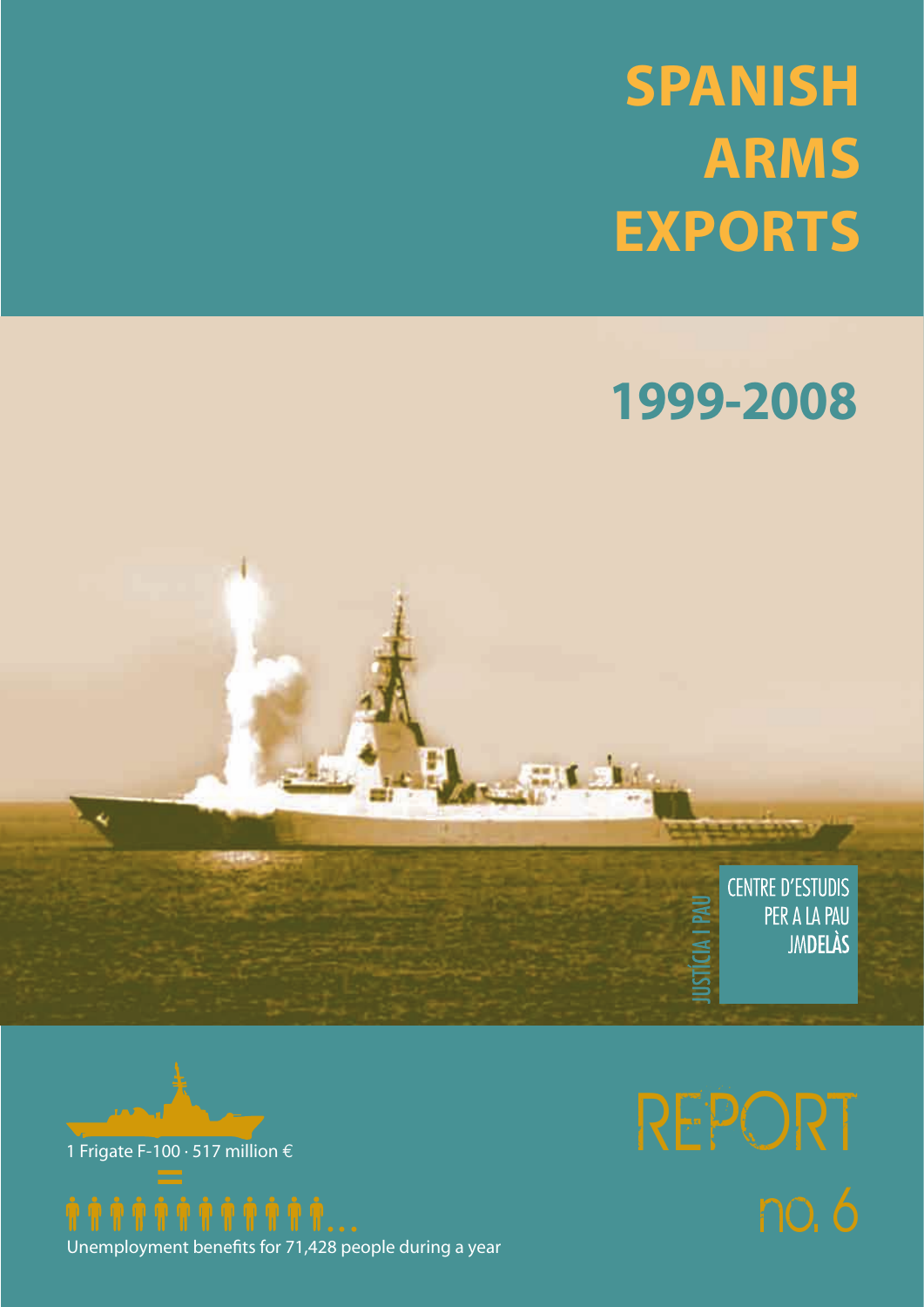# SPANISH ARMS EXPORTS

# 1999-2008

JUSTÍCIA I PAU

CENTRE D'ESTUDIS PER A LA PAU JMDELÀS

1 Frigate F-100 · 517 million €

=

Unemployment benefits for 71,428 people during a year

# REPORT no. 6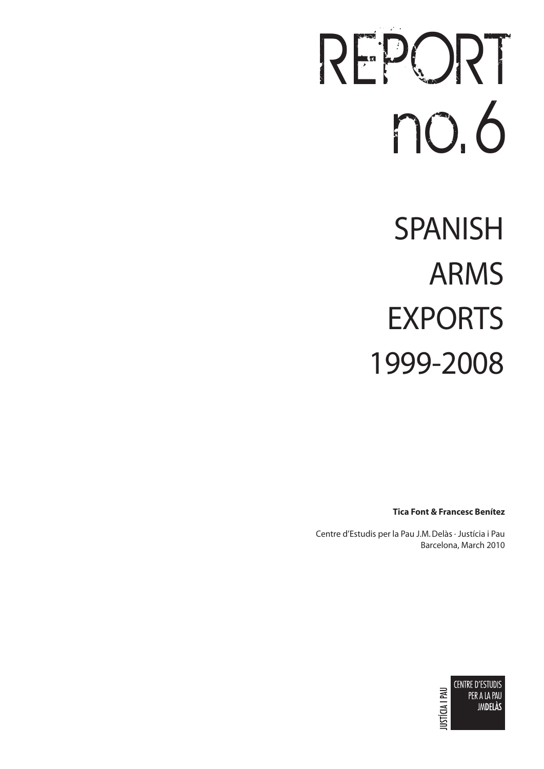# REPORT no.6

# SPANISH ARMS EXPORTS 1999-2008

**Tica Font & Francesc Benítez**

Centre d'Estudis per la Pau J.M. Delàs · Justícia i Pau
Barcelona, March 2010

JUSTÍCIA I PAU
CENTRE D'ESTUDIS PER A LA PAU JMDELÀS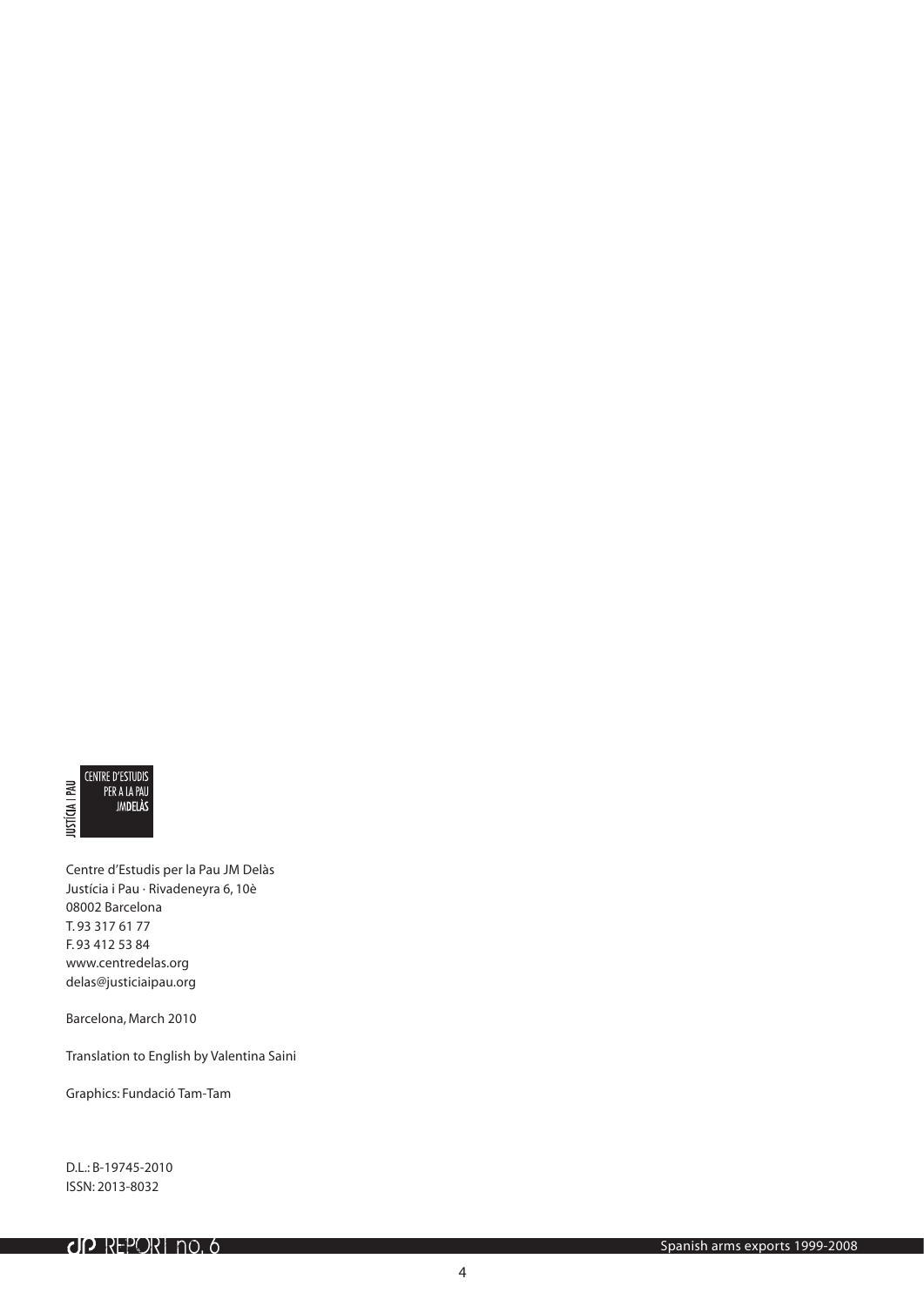JUSTÍCIA I PAU

CENTRE D'ESTUDIS PER A LA PAU JMDELÀS

Centre d'Estudis per la Pau JM Delàs
Justícia i Pau · Rivadeneyra 6, 10è
08002 Barcelona
T. 93 317 61 77
F. 93 412 53 84
www.centredelas.org
delas@justiciaipau.org

Barcelona, March 2010

Translation to English by Valentina Saini

Graphics: Fundació Tam-Tam

D.L.: B-19745-2010
ISSN: 2013-8032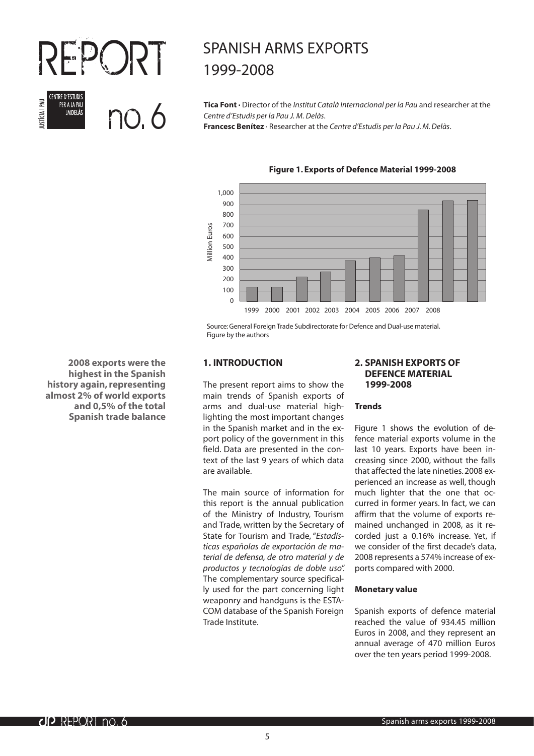# SPANISH ARMS EXPORTS 1999-2008

**Tica Font ·** Director of the *Institut Català Internacional per la Pau* and researcher at the *Centre d'Estudis per la Pau J. M. Delàs*.
**Francesc Benítez** · Researcher at the *Centre d'Estudis per la Pau J. M. Delàs*.

**Figure 1. Exports of Defence Material 1999-2008**

Source: General Foreign Trade Subdirectorate for Defence and Dual-use material.
Figure by the authors

**2008 exports were the highest in the Spanish history again, representing almost 2% of world exports and 0,5% of the total Spanish trade balance**

## 1. INTRODUCTION

The present report aims to show the main trends of Spanish exports of arms and dual-use material highlighting the most important changes in the Spanish market and in the export policy of the government in this field. Data are presented in the context of the last 9 years of which data are available.

The main source of information for this report is the annual publication of the Ministry of Industry, Tourism and Trade, written by the Secretary of State for Tourism and Trade, "*Estadísticas españolas de exportación de material de defensa, de otro material y de productos y tecnologías de doble uso*". The complementary source specifically used for the part concerning light weaponry and handguns is the ESTACOM database of the Spanish Foreign Trade Institute.

## 2. SPANISH EXPORTS OF DEFENCE MATERIAL 1999-2008

### Trends

Figure 1 shows the evolution of defence material exports volume in the last 10 years. Exports have been increasing since 2000, without the falls that affected the late nineties. 2008 experienced an increase as well, though much lighter that the one that occurred in former years. In fact, we can affirm that the volume of exports remained unchanged in 2008, as it recorded just a 0.16% increase. Yet, if we consider of the first decade's data, 2008 represents a 574% increase of exports compared with 2000.

### Monetary value

Spanish exports of defence material reached the value of 934.45 million Euros in 2008, and they represent an annual average of 470 million Euros over the ten years period 1999-2008.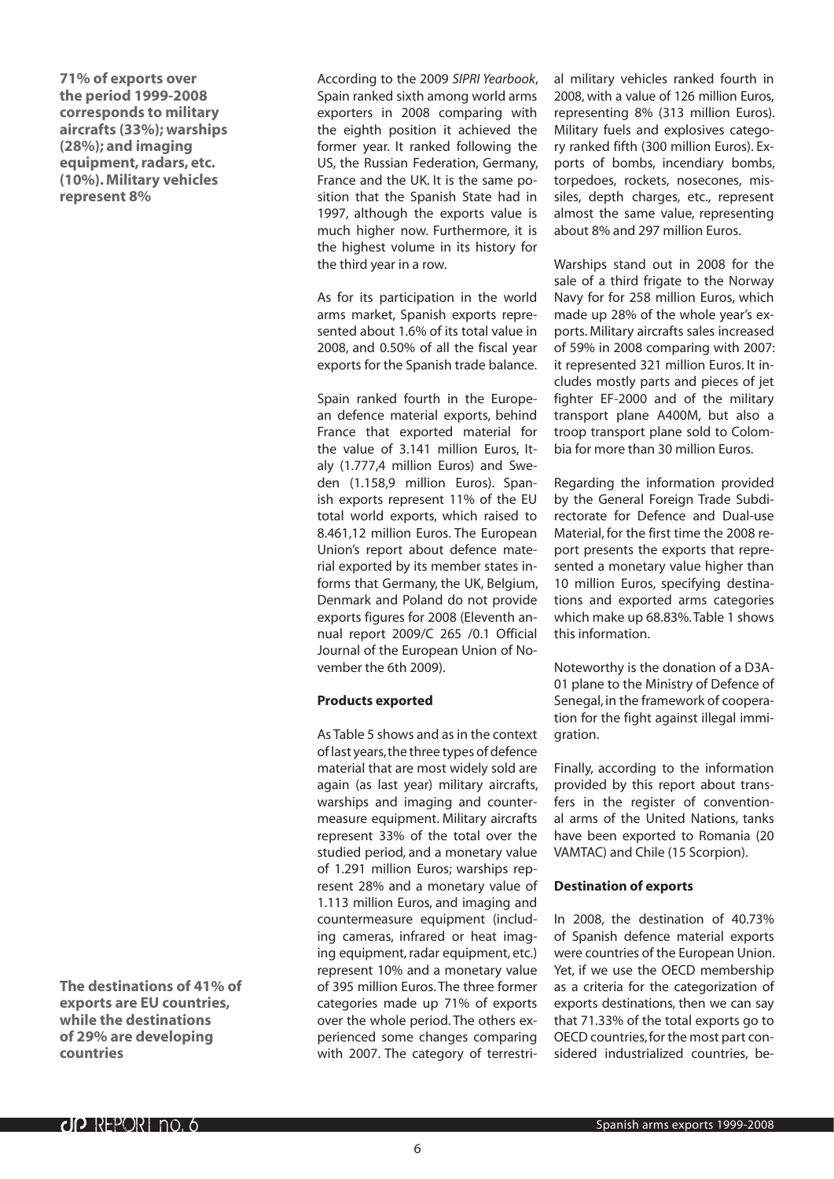**71% of exports over the period 1999-2008 corresponds to military aircrafts (33%); warships (28%); and imaging equipment, radars, etc. (10%). Military vehicles represent 8%**

According to the 2009 *SIPRI Yearbook*, Spain ranked sixth among world arms exporters in 2008 comparing with the eighth position it achieved the former year. It ranked following the US, the Russian Federation, Germany, France and the UK. It is the same position that the Spanish State had in 1997, although the exports value is much higher now. Furthermore, it is the highest volume in its history for the third year in a row.

As for its participation in the world arms market, Spanish exports represented about 1.6% of its total value in 2008, and 0.50% of all the fiscal year exports for the Spanish trade balance.

Spain ranked fourth in the European defence material exports, behind France that exported material for the value of 3.141 million Euros, Italy (1.777,4 million Euros) and Sweden (1.158,9 million Euros). Spanish exports represent 11% of the EU total world exports, which raised to 8.461,12 million Euros. The European Union's report about defence material exported by its member states informs that Germany, the UK, Belgium, Denmark and Poland do not provide exports figures for 2008 (Eleventh annual report 2009/C 265 /0.1 Official Journal of the European Union of November the 6th 2009).

### Products exported

As Table 5 shows and as in the context of last years, the three types of defence material that are most widely sold are again (as last year) military aircrafts, warships and imaging and countermeasure equipment. Military aircrafts represent 33% of the total over the studied period, and a monetary value of 1.291 million Euros; warships represent 28% and a monetary value of 1.113 million Euros, and imaging and countermeasure equipment (including cameras, infrared or heat imaging equipment, radar equipment, etc.) represent 10% and a monetary value of 395 million Euros. The three former categories made up 71% of exports over the whole period. The others experienced some changes comparing with 2007. The category of terrestrial military vehicles ranked fourth in 2008, with a value of 126 million Euros, representing 8% (313 million Euros). Military fuels and explosives category ranked fifth (300 million Euros). Exports of bombs, incendiary bombs, torpedoes, rockets, nosecones, missiles, depth charges, etc., represent almost the same value, representing about 8% and 297 million Euros.

Warships stand out in 2008 for the sale of a third frigate to the Norway Navy for for 258 million Euros, which made up 28% of the whole year's exports. Military aircrafts sales increased of 59% in 2008 comparing with 2007: it represented 321 million Euros. It includes mostly parts and pieces of jet fighter EF-2000 and of the military transport plane A400M, but also a troop transport plane sold to Colombia for more than 30 million Euros.

Regarding the information provided by the General Foreign Trade Subdirectorate for Defence and Dual-use Material, for the first time the 2008 report presents the exports that represented a monetary value higher than 10 million Euros, specifying destinations and exported arms categories which make up 68.83%. Table 1 shows this information.

Noteworthy is the donation of a D3A-01 plane to the Ministry of Defence of Senegal, in the framework of cooperation for the fight against illegal immigration.

Finally, according to the information provided by this report about transfers in the register of conventional arms of the United Nations, tanks have been exported to Romania (20 VAMTAC) and Chile (15 Scorpion).

**The destinations of 41% of exports are EU countries, while the destinations of 29% are developing countries**

### Destination of exports

In 2008, the destination of 40.73% of Spanish defence material exports were countries of the European Union. Yet, if we use the OECD membership as a criteria for the categorization of exports destinations, then we can say that 71.33% of the total exports go to OECD countries, for the most part considered industrialized countries, be-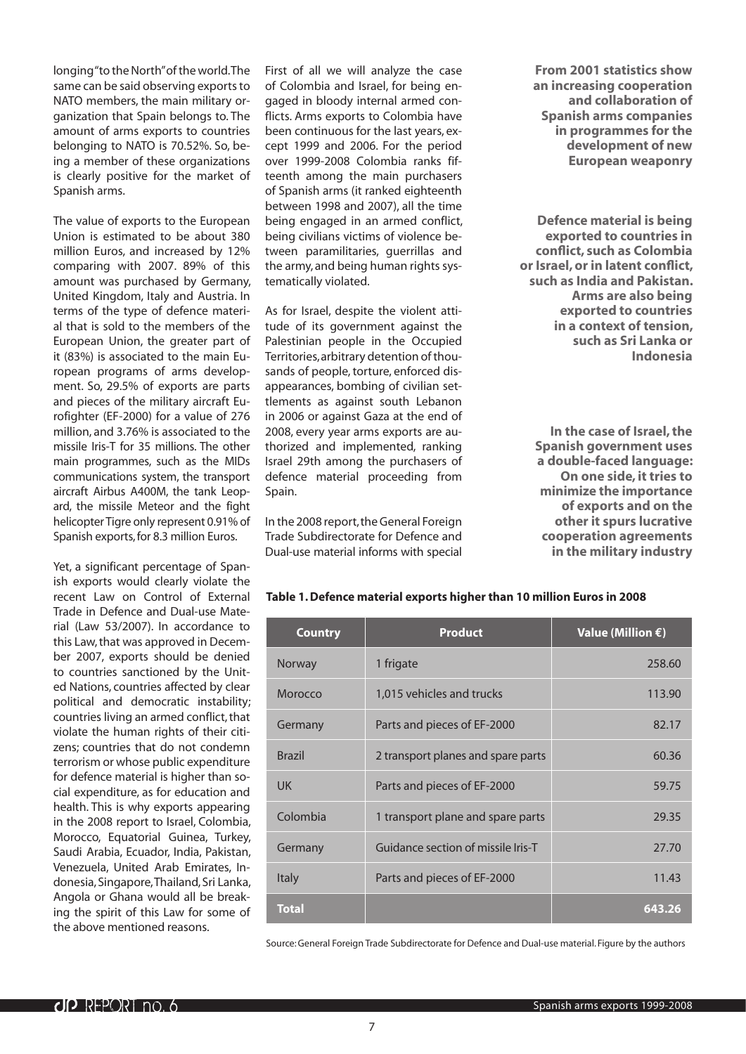longing "to the North" of the world. The same can be said observing exports to NATO members, the main military organization that Spain belongs to. The amount of arms exports to countries belonging to NATO is 70.52%. So, being a member of these organizations is clearly positive for the market of Spanish arms.

The value of exports to the European Union is estimated to be about 380 million Euros, and increased by 12% comparing with 2007. 89% of this amount was purchased by Germany, United Kingdom, Italy and Austria. In terms of the type of defence material that is sold to the members of the European Union, the greater part of it (83%) is associated to the main European programs of arms development. So, 29.5% of exports are parts and pieces of the military aircraft Eurofighter (EF-2000) for a value of 276 million, and 3.76% is associated to the missile Iris-T for 35 millions. The other main programmes, such as the MIDs communications system, the transport aircraft Airbus A400M, the tank Leopard, the missile Meteor and the fight helicopter Tigre only represent 0.91% of Spanish exports, for 8.3 million Euros.

Yet, a significant percentage of Spanish exports would clearly violate the recent Law on Control of External Trade in Defence and Dual-use Material (Law 53/2007). In accordance to this Law, that was approved in December 2007, exports should be denied to countries sanctioned by the United Nations, countries affected by clear political and democratic instability; countries living an armed conflict, that violate the human rights of their citizens; countries that do not condemn terrorism or whose public expenditure for defence material is higher than social expenditure, as for education and health. This is why exports appearing in the 2008 report to Israel, Colombia, Morocco, Equatorial Guinea, Turkey, Saudi Arabia, Ecuador, India, Pakistan, Venezuela, United Arab Emirates, Indonesia, Singapore, Thailand, Sri Lanka, Angola or Ghana would all be breaking the spirit of this Law for some of the above mentioned reasons.

First of all we will analyze the case of Colombia and Israel, for being engaged in bloody internal armed conflicts. Arms exports to Colombia have been continuous for the last years, except 1999 and 2006. For the period over 1999-2008 Colombia ranks fifteenth among the main purchasers of Spanish arms (it ranked eighteenth between 1998 and 2007), all the time being engaged in an armed conflict, being civilians victims of violence between paramilitaries, guerrillas and the army, and being human rights systematically violated.

As for Israel, despite the violent attitude of its government against the Palestinian people in the Occupied Territories, arbitrary detention of thousands of people, torture, enforced disappearances, bombing of civilian settlements as against south Lebanon in 2006 or against Gaza at the end of 2008, every year arms exports are authorized and implemented, ranking Israel 29th among the purchasers of defence material proceeding from Spain.

In the 2008 report, the General Foreign Trade Subdirectorate for Defence and Dual-use material informs with special

**From 2001 statistics show an increasing cooperation and collaboration of Spanish arms companies in programmes for the development of new European weaponry**

**Defence material is being exported to countries in conflict, such as Colombia or Israel, or in latent conflict, such as India and Pakistan. Arms are also being exported to countries in a context of tension, such as Sri Lanka or Indonesia**

**In the case of Israel, the Spanish government uses a double-faced language: On one side, it tries to minimize the importance of exports and on the other it spurs lucrative cooperation agreements in the military industry**

**Table 1. Defence material exports higher than 10 million Euros in 2008**

| Country | Product | Value (Million €) |
|---|---|---|
| Norway | 1 frigate | 258.60 |
| Morocco | 1,015 vehicles and trucks | 113.90 |
| Germany | Parts and pieces of EF-2000 | 82.17 |
| Brazil | 2 transport planes and spare parts | 60.36 |
| UK | Parts and pieces of EF-2000 | 59.75 |
| Colombia | 1 transport plane and spare parts | 29.35 |
| Germany | Guidance section of missile Iris-T | 27.70 |
| Italy | Parts and pieces of EF-2000 | 11.43 |
| **Total** | | **643.26** |

Source: General Foreign Trade Subdirectorate for Defence and Dual-use material. Figure by the authors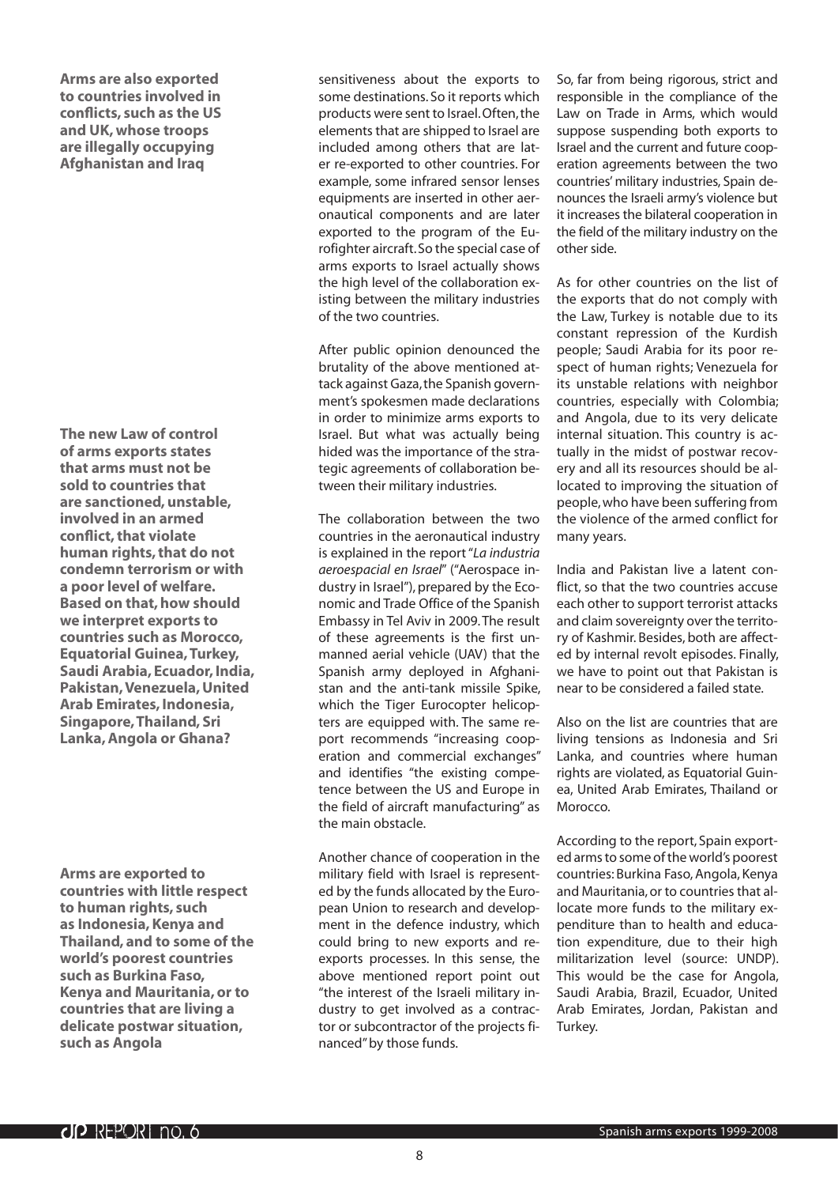**Arms are also exported to countries involved in conflicts, such as the US and UK, whose troops are illegally occupying Afghanistan and Iraq**

**The new Law of control of arms exports states that arms must not be sold to countries that are sanctioned, unstable, involved in an armed conflict, that violate human rights, that do not condemn terrorism or with a poor level of welfare. Based on that, how should we interpret exports to countries such as Morocco, Equatorial Guinea, Turkey, Saudi Arabia, Ecuador, India, Pakistan, Venezuela, United Arab Emirates, Indonesia, Singapore, Thailand, Sri Lanka, Angola or Ghana?**

**Arms are exported to countries with little respect to human rights, such as Indonesia, Kenya and Thailand, and to some of the world's poorest countries such as Burkina Faso, Kenya and Mauritania, or to countries that are living a delicate postwar situation, such as Angola**

sensitiveness about the exports to some destinations. So it reports which products were sent to Israel. Often, the elements that are shipped to Israel are included among others that are later re-exported to other countries. For example, some infrared sensor lenses equipments are inserted in other aeronautical components and are later exported to the program of the Eurofighter aircraft. So the special case of arms exports to Israel actually shows the high level of the collaboration existing between the military industries of the two countries.

After public opinion denounced the brutality of the above mentioned attack against Gaza, the Spanish government's spokesmen made declarations in order to minimize arms exports to Israel. But what was actually being hided was the importance of the strategic agreements of collaboration between their military industries.

The collaboration between the two countries in the aeronautical industry is explained in the report "*La industria aeroespacial en Israel*" ("Aerospace industry in Israel"), prepared by the Economic and Trade Office of the Spanish Embassy in Tel Aviv in 2009. The result of these agreements is the first unmanned aerial vehicle (UAV) that the Spanish army deployed in Afghanistan and the anti-tank missile Spike, which the Tiger Eurocopter helicopters are equipped with. The same report recommends "increasing cooperation and commercial exchanges" and identifies "the existing competence between the US and Europe in the field of aircraft manufacturing" as the main obstacle.

Another chance of cooperation in the military field with Israel is represented by the funds allocated by the European Union to research and development in the defence industry, which could bring to new exports and re-exports processes. In this sense, the above mentioned report point out "the interest of the Israeli military industry to get involved as a contractor or subcontractor of the projects financed" by those funds.

So, far from being rigorous, strict and responsible in the compliance of the Law on Trade in Arms, which would suppose suspending both exports to Israel and the current and future cooperation agreements between the two countries' military industries, Spain denounces the Israeli army's violence but it increases the bilateral cooperation in the field of the military industry on the other side.

As for other countries on the list of the exports that do not comply with the Law, Turkey is notable due to its constant repression of the Kurdish people; Saudi Arabia for its poor respect of human rights; Venezuela for its unstable relations with neighbor countries, especially with Colombia; and Angola, due to its very delicate internal situation. This country is actually in the midst of postwar recovery and all its resources should be allocated to improving the situation of people, who have been suffering from the violence of the armed conflict for many years.

India and Pakistan live a latent conflict, so that the two countries accuse each other to support terrorist attacks and claim sovereignty over the territory of Kashmir. Besides, both are affected by internal revolt episodes. Finally, we have to point out that Pakistan is near to be considered a failed state.

Also on the list are countries that are living tensions as Indonesia and Sri Lanka, and countries where human rights are violated, as Equatorial Guinea, United Arab Emirates, Thailand or Morocco.

According to the report, Spain exported arms to some of the world's poorest countries: Burkina Faso, Angola, Kenya and Mauritania, or to countries that allocate more funds to the military expenditure than to health and education expenditure, due to their high militarization level (source: UNDP). This would be the case for Angola, Saudi Arabia, Brazil, Ecuador, United Arab Emirates, Jordan, Pakistan and Turkey.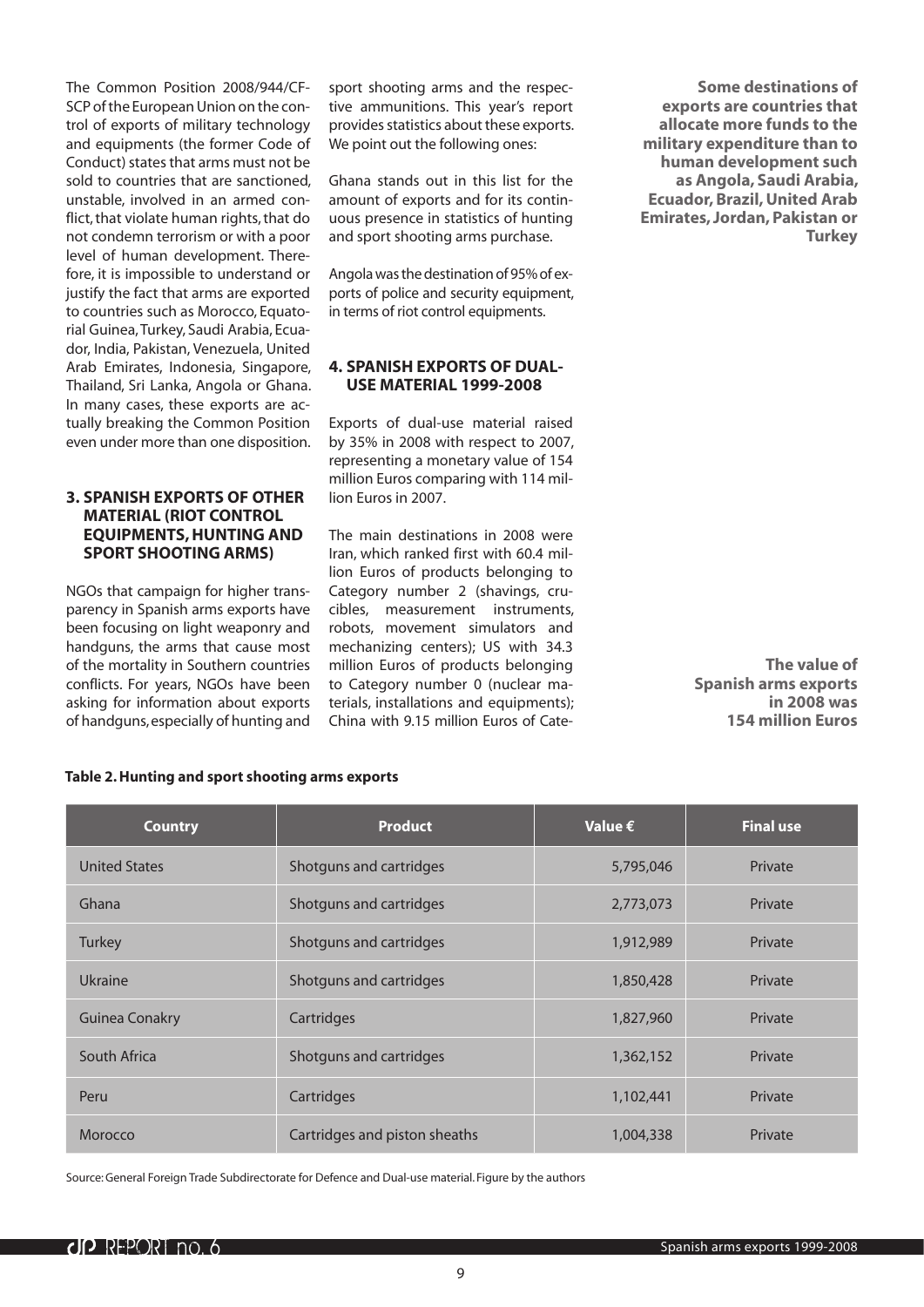The Common Position 2008/944/CFSP of the European Union on the control of exports of military technology and equipments (the former Code of Conduct) states that arms must not be sold to countries that are sanctioned, unstable, involved in an armed conflict, that violate human rights, that do not condemn terrorism or with a poor level of human development. Therefore, it is impossible to understand or justify the fact that arms are exported to countries such as Morocco, Equatorial Guinea, Turkey, Saudi Arabia, Ecuador, India, Pakistan, Venezuela, United Arab Emirates, Indonesia, Singapore, Thailand, Sri Lanka, Angola or Ghana. In many cases, these exports are actually breaking the Common Position even under more than one disposition.

### 3. SPANISH EXPORTS OF OTHER MATERIAL (RIOT CONTROL EQUIPMENTS, HUNTING AND SPORT SHOOTING ARMS)

NGOs that campaign for higher transparency in Spanish arms exports have been focusing on light weaponry and handguns, the arms that cause most of the mortality in Southern countries conflicts. For years, NGOs have been asking for information about exports of handguns, especially of hunting and sport shooting arms and the respective ammunitions. This year's report provides statistics about these exports. We point out the following ones:

Ghana stands out in this list for the amount of exports and for its continuous presence in statistics of hunting and sport shooting arms purchase.

Angola was the destination of 95% of exports of police and security equipment, in terms of riot control equipments.

### 4. SPANISH EXPORTS OF DUAL-USE MATERIAL 1999-2008

Exports of dual-use material raised by 35% in 2008 with respect to 2007, representing a monetary value of 154 million Euros comparing with 114 million Euros in 2007.

The main destinations in 2008 were Iran, which ranked first with 60.4 million Euros of products belonging to Category number 2 (shavings, crucibles, measurement instruments, robots, movement simulators and mechanizing centers); US with 34.3 million Euros of products belonging to Category number 0 (nuclear materials, installations and equipments); China with 9.15 million Euros of Cate-

**Some destinations of exports are countries that allocate more funds to the military expenditure than to human development such as Angola, Saudi Arabia, Ecuador, Brazil, United Arab Emirates, Jordan, Pakistan or Turkey**

**The value of Spanish arms exports in 2008 was 154 million Euros**

**Table 2. Hunting and sport shooting arms exports**

| Country | Product | Value € | Final use |
|---|---|---|---|
| United States | Shotguns and cartridges | 5,795,046 | Private |
| Ghana | Shotguns and cartridges | 2,773,073 | Private |
| Turkey | Shotguns and cartridges | 1,912,989 | Private |
| Ukraine | Shotguns and cartridges | 1,850,428 | Private |
| Guinea Conakry | Cartridges | 1,827,960 | Private |
| South Africa | Shotguns and cartridges | 1,362,152 | Private |
| Peru | Cartridges | 1,102,441 | Private |
| Morocco | Cartridges and piston sheaths | 1,004,338 | Private |

Source: General Foreign Trade Subdirectorate for Defence and Dual-use material. Figure by the authors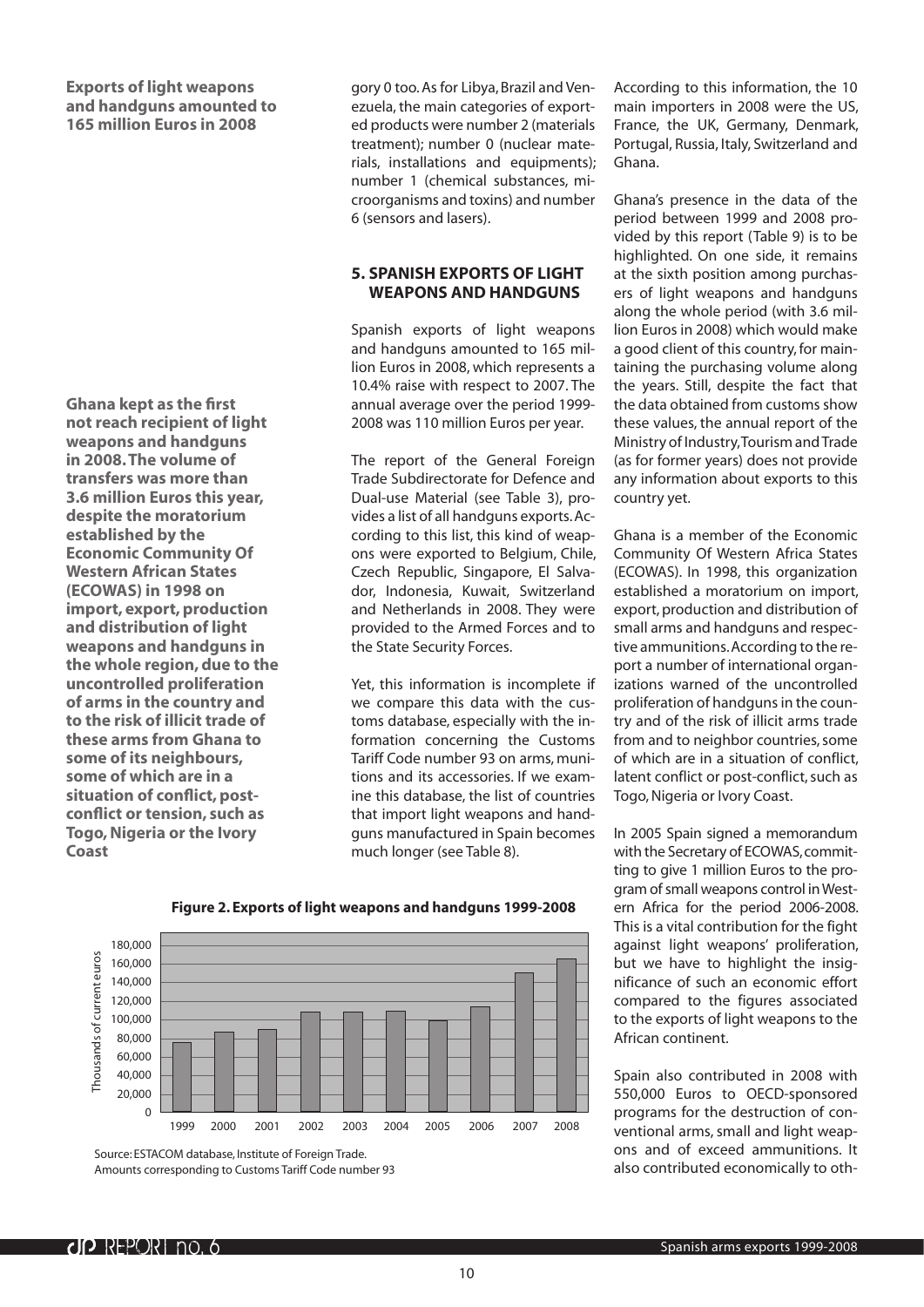**Exports of light weapons and handguns amounted to 165 million Euros in 2008**

**Ghana kept as the first not reach recipient of light weapons and handguns in 2008. The volume of transfers was more than 3.6 million Euros this year, despite the moratorium established by the Economic Community Of Western African States (ECOWAS) in 1998 on import, export, production and distribution of light weapons and handguns in the whole region, due to the uncontrolled proliferation of arms in the country and to the risk of illicit trade of these arms from Ghana to some of its neighbours, some of which are in a situation of conflict, post-conflict or tension, such as Togo, Nigeria or the Ivory Coast**

gory 0 too. As for Libya, Brazil and Venezuela, the main categories of exported products were number 2 (materials treatment); number 0 (nuclear materials, installations and equipments); number 1 (chemical substances, microorganisms and toxins) and number 6 (sensors and lasers).

## 5. SPANISH EXPORTS OF LIGHT WEAPONS AND HANDGUNS

Spanish exports of light weapons and handguns amounted to 165 million Euros in 2008, which represents a 10.4% raise with respect to 2007. The annual average over the period 1999-2008 was 110 million Euros per year.

The report of the General Foreign Trade Subdirectorate for Defence and Dual-use Material (see Table 3), provides a list of all handguns exports. According to this list, this kind of weapons were exported to Belgium, Chile, Czech Republic, Singapore, El Salvador, Indonesia, Kuwait, Switzerland and Netherlands in 2008. They were provided to the Armed Forces and to the State Security Forces.

Yet, this information is incomplete if we compare this data with the customs database, especially with the information concerning the Customs Tariff Code number 93 on arms, munitions and its accessories. If we examine this database, the list of countries that import light weapons and handguns manufactured in Spain becomes much longer (see Table 8).

**Figure 2. Exports of light weapons and handguns 1999-2008**

Source: ESTACOM database, Institute of Foreign Trade.
Amounts corresponding to Customs Tariff Code number 93

According to this information, the 10 main importers in 2008 were the US, France, the UK, Germany, Denmark, Portugal, Russia, Italy, Switzerland and Ghana.

Ghana's presence in the data of the period between 1999 and 2008 provided by this report (Table 9) is to be highlighted. On one side, it remains at the sixth position among purchasers of light weapons and handguns along the whole period (with 3.6 million Euros in 2008) which would make a good client of this country, for maintaining the purchasing volume along the years. Still, despite the fact that the data obtained from customs show these values, the annual report of the Ministry of Industry, Tourism and Trade (as for former years) does not provide any information about exports to this country yet.

Ghana is a member of the Economic Community Of Western Africa States (ECOWAS). In 1998, this organization established a moratorium on import, export, production and distribution of small arms and handguns and respective ammunitions. According to the report a number of international organizations warned of the uncontrolled proliferation of handguns in the country and of the risk of illicit arms trade from and to neighbor countries, some of which are in a situation of conflict, latent conflict or post-conflict, such as Togo, Nigeria or Ivory Coast.

In 2005 Spain signed a memorandum with the Secretary of ECOWAS, committing to give 1 million Euros to the program of small weapons control in Western Africa for the period 2006-2008. This is a vital contribution for the fight against light weapons' proliferation, but we have to highlight the insignificance of such an economic effort compared to the figures associated to the exports of light weapons to the African continent.

Spain also contributed in 2008 with 550,000 Euros to OECD-sponsored programs for the destruction of conventional arms, small and light weapons and of exceed ammunitions. It also contributed economically to oth-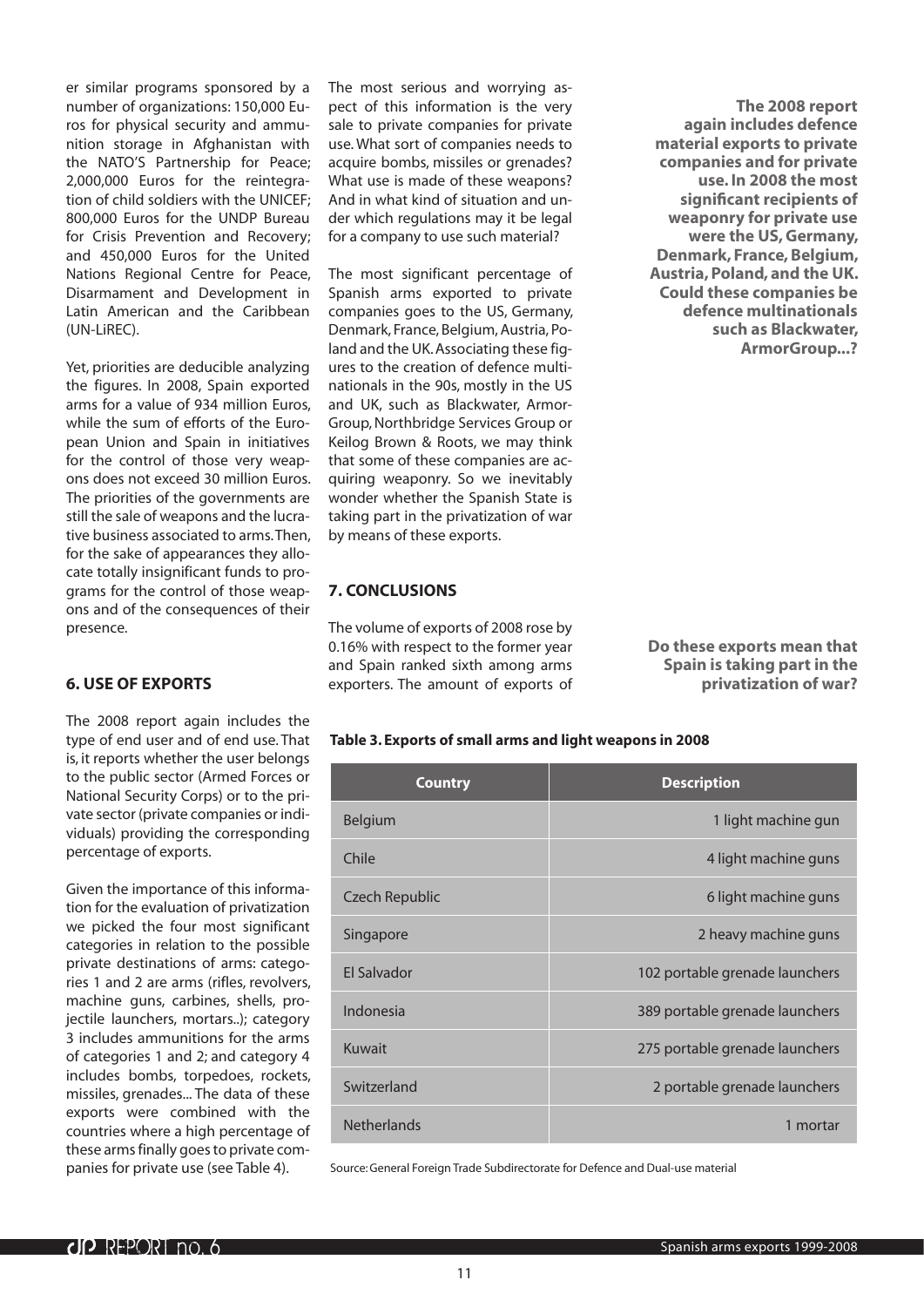er similar programs sponsored by a number of organizations: 150,000 Euros for physical security and ammunition storage in Afghanistan with the NATO'S Partnership for Peace; 2,000,000 Euros for the reintegration of child soldiers with the UNICEF; 800,000 Euros for the UNDP Bureau for Crisis Prevention and Recovery; and 450,000 Euros for the United Nations Regional Centre for Peace, Disarmament and Development in Latin American and the Caribbean (UN-LiREC).

Yet, priorities are deducible analyzing the figures. In 2008, Spain exported arms for a value of 934 million Euros, while the sum of efforts of the European Union and Spain in initiatives for the control of those very weapons does not exceed 30 million Euros. The priorities of the governments are still the sale of weapons and the lucrative business associated to arms. Then, for the sake of appearances they allocate totally insignificant funds to programs for the control of those weapons and of the consequences of their presence.

## 6. USE OF EXPORTS

The 2008 report again includes the type of end user and of end use. That is, it reports whether the user belongs to the public sector (Armed Forces or National Security Corps) or to the private sector (private companies or individuals) providing the corresponding percentage of exports.

Given the importance of this information for the evaluation of privatization we picked the four most significant categories in relation to the possible private destinations of arms: categories 1 and 2 are arms (rifles, revolvers, machine guns, carbines, shells, projectile launchers, mortars..); category 3 includes ammunitions for the arms of categories 1 and 2; and category 4 includes bombs, torpedoes, rockets, missiles, grenades... The data of these exports were combined with the countries where a high percentage of these arms finally goes to private companies for private use (see Table 4).

The most serious and worrying aspect of this information is the very sale to private companies for private use. What sort of companies needs to acquire bombs, missiles or grenades? What use is made of these weapons? And in what kind of situation and under which regulations may it be legal for a company to use such material?

The most significant percentage of Spanish arms exported to private companies goes to the US, Germany, Denmark, France, Belgium, Austria, Poland and the UK. Associating these figures to the creation of defence multinationals in the 90s, mostly in the US and UK, such as Blackwater, ArmorGroup, Northbridge Services Group or Keilog Brown & Roots, we may think that some of these companies are acquiring weaponry. So we inevitably wonder whether the Spanish State is taking part in the privatization of war by means of these exports.

**The 2008 report again includes defence material exports to private companies and for private use. In 2008 the most significant recipients of weaponry for private use were the US, Germany, Denmark, France, Belgium, Austria, Poland, and the UK. Could these companies be defence multinationals such as Blackwater, ArmorGroup...?**

## 7. CONCLUSIONS

The volume of exports of 2008 rose by 0.16% with respect to the former year and Spain ranked sixth among arms exporters. The amount of exports of

**Do these exports mean that Spain is taking part in the privatization of war?**

**Table 3. Exports of small arms and light weapons in 2008**

| Country | Description |
|---|---|
| Belgium | 1 light machine gun |
| Chile | 4 light machine guns |
| Czech Republic | 6 light machine guns |
| Singapore | 2 heavy machine guns |
| El Salvador | 102 portable grenade launchers |
| Indonesia | 389 portable grenade launchers |
| Kuwait | 275 portable grenade launchers |
| Switzerland | 2 portable grenade launchers |
| Netherlands | 1 mortar |

Source: General Foreign Trade Subdirectorate for Defence and Dual-use material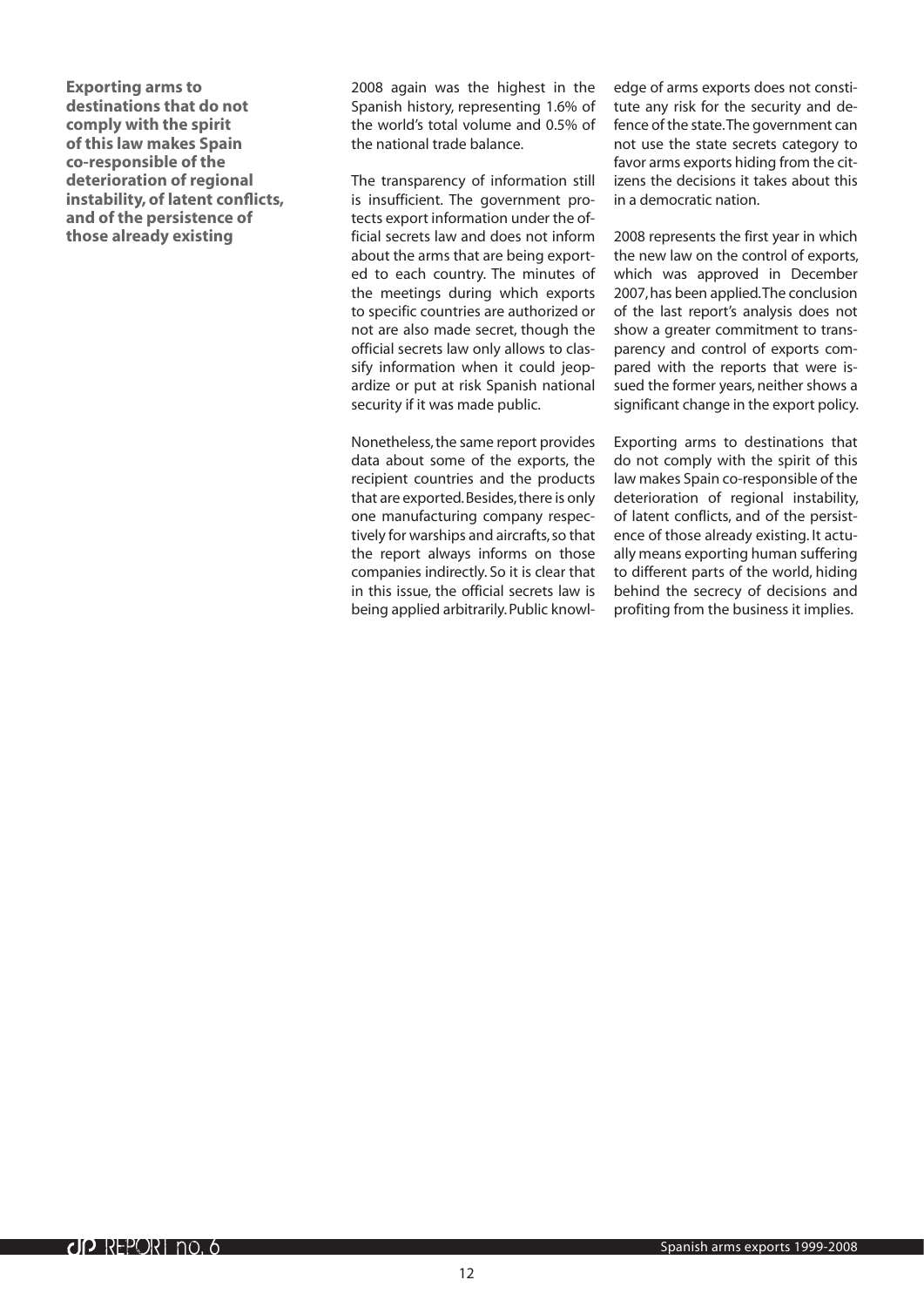**Exporting arms to destinations that do not comply with the spirit of this law makes Spain co-responsible of the deterioration of regional instability, of latent conflicts, and of the persistence of those already existing**

2008 again was the highest in the Spanish history, representing 1.6% of the world's total volume and 0.5% of the national trade balance.

The transparency of information still is insufficient. The government protects export information under the official secrets law and does not inform about the arms that are being exported to each country. The minutes of the meetings during which exports to specific countries are authorized or not are also made secret, though the official secrets law only allows to classify information when it could jeopardize or put at risk Spanish national security if it was made public.

Nonetheless, the same report provides data about some of the exports, the recipient countries and the products that are exported. Besides, there is only one manufacturing company respectively for warships and aircrafts, so that the report always informs on those companies indirectly. So it is clear that in this issue, the official secrets law is being applied arbitrarily. Public knowledge of arms exports does not constitute any risk for the security and defence of the state. The government can not use the state secrets category to favor arms exports hiding from the citizens the decisions it takes about this in a democratic nation.

2008 represents the first year in which the new law on the control of exports, which was approved in December 2007, has been applied. The conclusion of the last report's analysis does not show a greater commitment to transparency and control of exports compared with the reports that were issued the former years, neither shows a significant change in the export policy.

Exporting arms to destinations that do not comply with the spirit of this law makes Spain co-responsible of the deterioration of regional instability, of latent conflicts, and of the persistence of those already existing. It actually means exporting human suffering to different parts of the world, hiding behind the secrecy of decisions and profiting from the business it implies.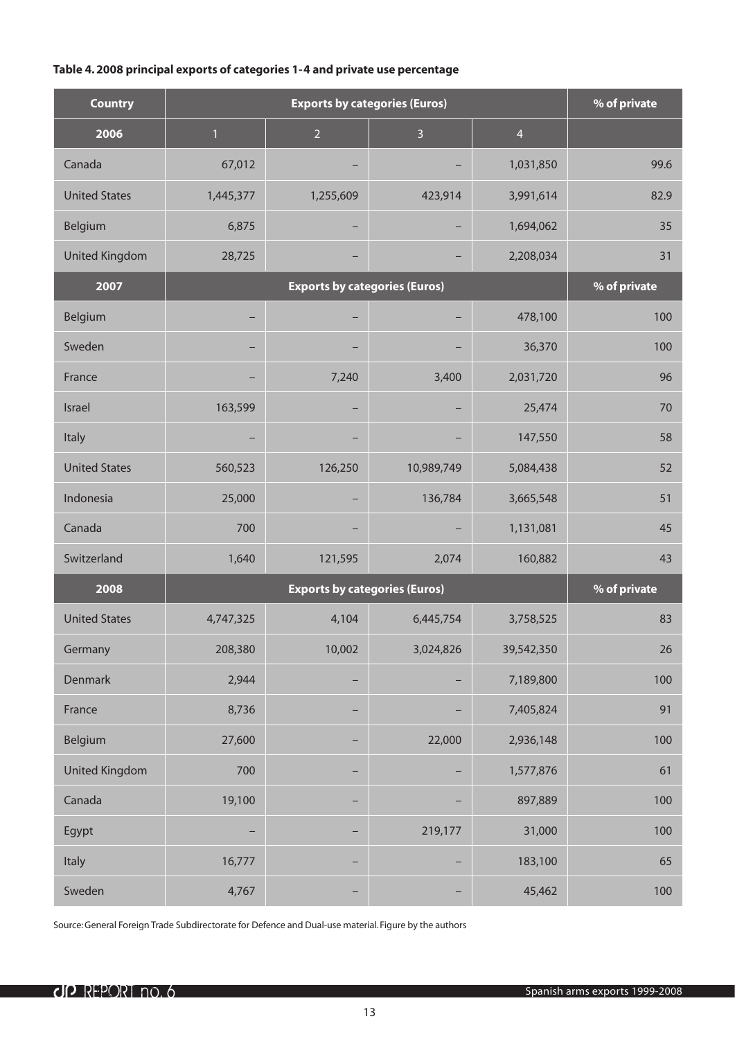**Table 4. 2008 principal exports of categories 1-4 and private use percentage**

| Country | Exports by categories (Euros) | | | | % of private |
|---|---|---|---|---|---|
| **2006** | 1 | 2 | 3 | 4 | |
| Canada | 67,012 | – | – | 1,031,850 | 99.6 |
| United States | 1,445,377 | 1,255,609 | 423,914 | 3,991,614 | 82.9 |
| Belgium | 6,875 | – | – | 1,694,062 | 35 |
| United Kingdom | 28,725 | – | – | 2,208,034 | 31 |
| **2007** | **Exports by categories (Euros)** | | | | **% of private** |
| Belgium | – | – | – | 478,100 | 100 |
| Sweden | – | – | – | 36,370 | 100 |
| France | – | 7,240 | 3,400 | 2,031,720 | 96 |
| Israel | 163,599 | – | – | 25,474 | 70 |
| Italy | – | – | – | 147,550 | 58 |
| United States | 560,523 | 126,250 | 10,989,749 | 5,084,438 | 52 |
| Indonesia | 25,000 | – | 136,784 | 3,665,548 | 51 |
| Canada | 700 | – | – | 1,131,081 | 45 |
| Switzerland | 1,640 | 121,595 | 2,074 | 160,882 | 43 |
| **2008** | **Exports by categories (Euros)** | | | | **% of private** |
| United States | 4,747,325 | 4,104 | 6,445,754 | 3,758,525 | 83 |
| Germany | 208,380 | 10,002 | 3,024,826 | 39,542,350 | 26 |
| Denmark | 2,944 | – | – | 7,189,800 | 100 |
| France | 8,736 | – | – | 7,405,824 | 91 |
| Belgium | 27,600 | – | 22,000 | 2,936,148 | 100 |
| United Kingdom | 700 | – | – | 1,577,876 | 61 |
| Canada | 19,100 | – | – | 897,889 | 100 |
| Egypt | – | – | 219,177 | 31,000 | 100 |
| Italy | 16,777 | – | – | 183,100 | 65 |
| Sweden | 4,767 | – | – | 45,462 | 100 |

Source: General Foreign Trade Subdirectorate for Defence and Dual-use material. Figure by the authors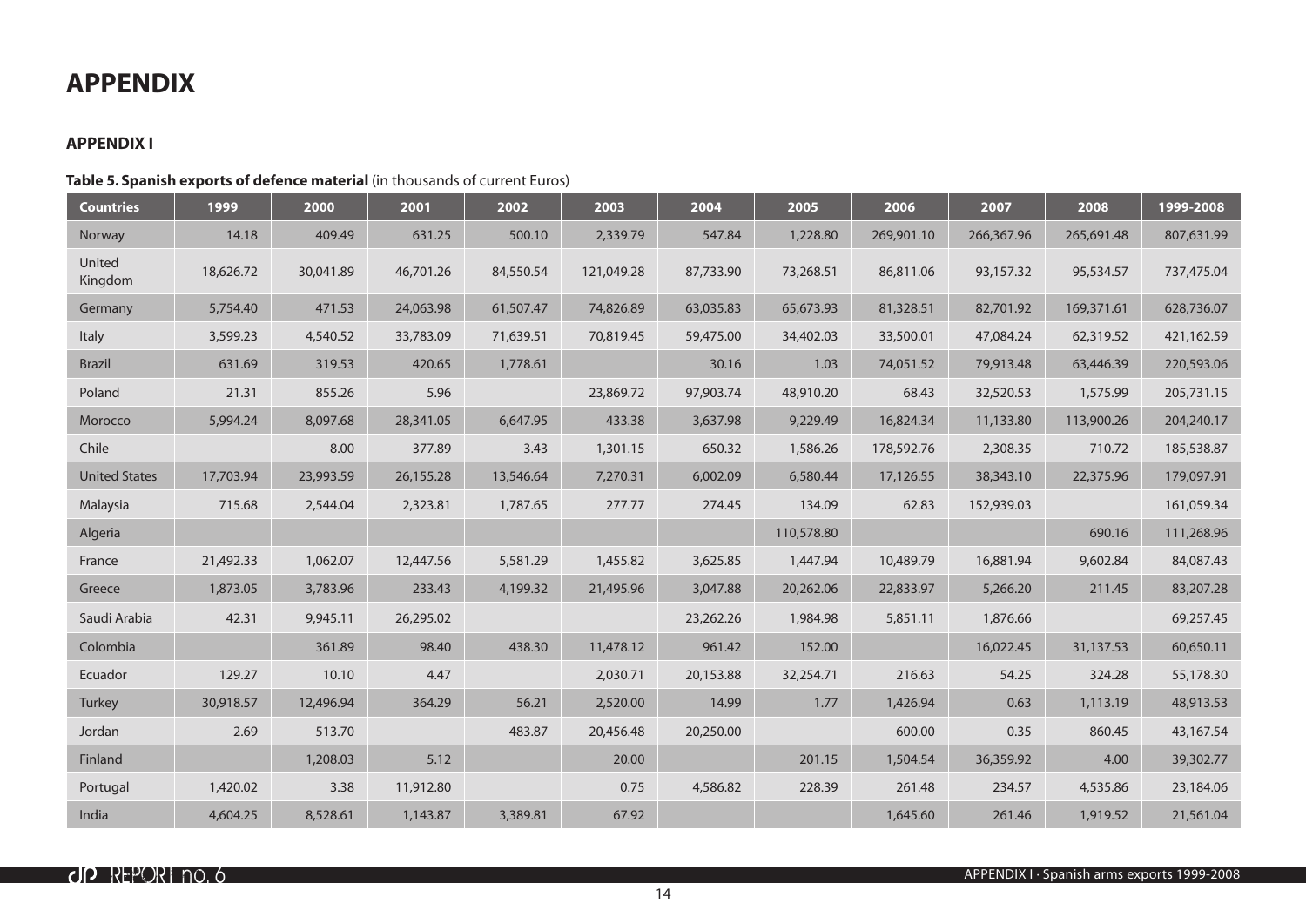# APPENDIX

## APPENDIX I

**Table 5. Spanish exports of defence material** (in thousands of current Euros)

| Countries | 1999 | 2000 | 2001 | 2002 | 2003 | 2004 | 2005 | 2006 | 2007 | 2008 | 1999-2008 |
|---|---|---|---|---|---|---|---|---|---|---|---|
| Norway | 14.18 | 409.49 | 631.25 | 500.10 | 2,339.79 | 547.84 | 1,228.80 | 269,901.10 | 266,367.96 | 265,691.48 | 807,631.99 |
| United Kingdom | 18,626.72 | 30,041.89 | 46,701.26 | 84,550.54 | 121,049.28 | 87,733.90 | 73,268.51 | 86,811.06 | 93,157.32 | 95,534.57 | 737,475.04 |
| Germany | 5,754.40 | 471.53 | 24,063.98 | 61,507.47 | 74,826.89 | 63,035.83 | 65,673.93 | 81,328.51 | 82,701.92 | 169,371.61 | 628,736.07 |
| Italy | 3,599.23 | 4,540.52 | 33,783.09 | 71,639.51 | 70,819.45 | 59,475.00 | 34,402.03 | 33,500.01 | 47,084.24 | 62,319.52 | 421,162.59 |
| Brazil | 631.69 | 319.53 | 420.65 | 1,778.61 | | 30.16 | 1.03 | 74,051.52 | 79,913.48 | 63,446.39 | 220,593.06 |
| Poland | 21.31 | 855.26 | 5.96 | | 23,869.72 | 97,903.74 | 48,910.20 | 68.43 | 32,520.53 | 1,575.99 | 205,731.15 |
| Morocco | 5,994.24 | 8,097.68 | 28,341.05 | 6,647.95 | 433.38 | 3,637.98 | 9,229.49 | 16,824.34 | 11,133.80 | 113,900.26 | 204,240.17 |
| Chile | | 8.00 | 377.89 | 3.43 | 1,301.15 | 650.32 | 1,586.26 | 178,592.76 | 2,308.35 | 710.72 | 185,538.87 |
| United States | 17,703.94 | 23,993.59 | 26,155.28 | 13,546.64 | 7,270.31 | 6,002.09 | 6,580.44 | 17,126.55 | 38,343.10 | 22,375.96 | 179,097.91 |
| Malaysia | 715.68 | 2,544.04 | 2,323.81 | 1,787.65 | 277.77 | 274.45 | 134.09 | 62.83 | 152,939.03 | | 161,059.34 |
| Algeria | | | | | | | 110,578.80 | | | 690.16 | 111,268.96 |
| France | 21,492.33 | 1,062.07 | 12,447.56 | 5,581.29 | 1,455.82 | 3,625.85 | 1,447.94 | 10,489.79 | 16,881.94 | 9,602.84 | 84,087.43 |
| Greece | 1,873.05 | 3,783.96 | 233.43 | 4,199.32 | 21,495.96 | 3,047.88 | 20,262.06 | 22,833.97 | 5,266.20 | 211.45 | 83,207.28 |
| Saudi Arabia | 42.31 | 9,945.11 | 26,295.02 | | | 23,262.26 | 1,984.98 | 5,851.11 | 1,876.66 | | 69,257.45 |
| Colombia | | 361.89 | 98.40 | 438.30 | 11,478.12 | 961.42 | 152.00 | | 16,022.45 | 31,137.53 | 60,650.11 |
| Ecuador | 129.27 | 10.10 | 4.47 | | 2,030.71 | 20,153.88 | 32,254.71 | 216.63 | 54.25 | 324.28 | 55,178.30 |
| Turkey | 30,918.57 | 12,496.94 | 364.29 | 56.21 | 2,520.00 | 14.99 | 1.77 | 1,426.94 | 0.63 | 1,113.19 | 48,913.53 |
| Jordan | 2.69 | 513.70 | | 483.87 | 20,456.48 | 20,250.00 | | 600.00 | 0.35 | 860.45 | 43,167.54 |
| Finland | | 1,208.03 | 5.12 | | 20.00 | | 201.15 | 1,504.54 | 36,359.92 | 4.00 | 39,302.77 |
| Portugal | 1,420.02 | 3.38 | 11,912.80 | | 0.75 | 4,586.82 | 228.39 | 261.48 | 234.57 | 4,535.86 | 23,184.06 |
| India | 4,604.25 | 8,528.61 | 1,143.87 | 3,389.81 | 67.92 | | | 1,645.60 | 261.46 | 1,919.52 | 21,561.04 |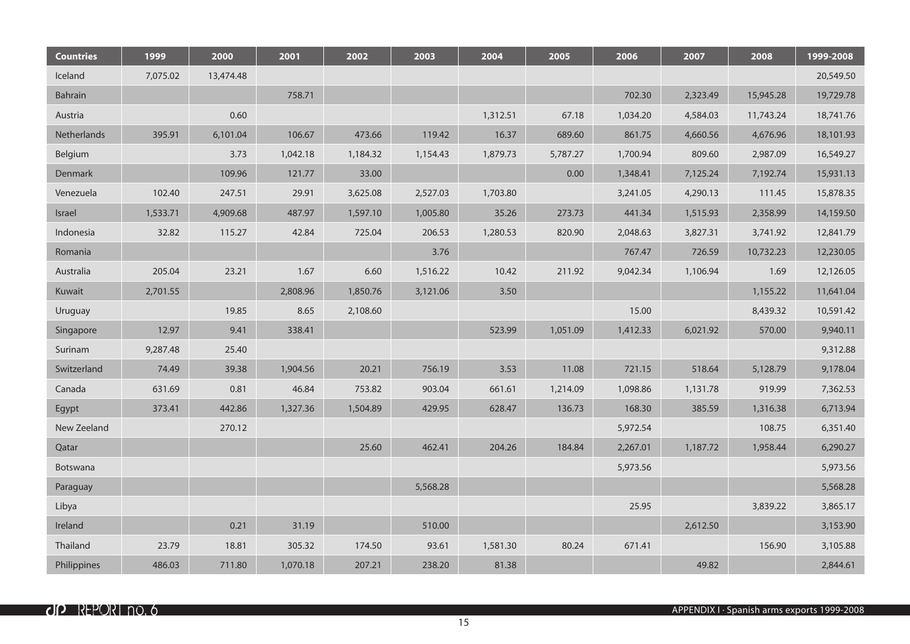| Countries | 1999 | 2000 | 2001 | 2002 | 2003 | 2004 | 2005 | 2006 | 2007 | 2008 | 1999-2008 |
|---|---|---|---|---|---|---|---|---|---|---|---|
| Iceland | 7,075.02 | 13,474.48 | | | | | | | | | 20,549.50 |
| Bahrain | | | 758.71 | | | | | 702.30 | 2,323.49 | 15,945.28 | 19,729.78 |
| Austria | | 0.60 | | | | 1,312.51 | 67.18 | 1,034.20 | 4,584.03 | 11,743.24 | 18,741.76 |
| Netherlands | 395.91 | 6,101.04 | 106.67 | 473.66 | 119.42 | 16.37 | 689.60 | 861.75 | 4,660.56 | 4,676.96 | 18,101.93 |
| Belgium | | 3.73 | 1,042.18 | 1,184.32 | 1,154.43 | 1,879.73 | 5,787.27 | 1,700.94 | 809.60 | 2,987.09 | 16,549.27 |
| Denmark | | 109.96 | 121.77 | 33.00 | | | 0.00 | 1,348.41 | 7,125.24 | 7,192.74 | 15,931.13 |
| Venezuela | 102.40 | 247.51 | 29.91 | 3,625.08 | 2,527.03 | 1,703.80 | | 3,241.05 | 4,290.13 | 111.45 | 15,878.35 |
| Israel | 1,533.71 | 4,909.68 | 487.97 | 1,597.10 | 1,005.80 | 35.26 | 273.73 | 441.34 | 1,515.93 | 2,358.99 | 14,159.50 |
| Indonesia | 32.82 | 115.27 | 42.84 | 725.04 | 206.53 | 1,280.53 | 820.90 | 2,048.63 | 3,827.31 | 3,741.92 | 12,841.79 |
| Romania | | | | | 3.76 | | | 767.47 | 726.59 | 10,732.23 | 12,230.05 |
| Australia | 205.04 | 23.21 | 1.67 | 6.60 | 1,516.22 | 10.42 | 211.92 | 9,042.34 | 1,106.94 | 1.69 | 12,126.05 |
| Kuwait | 2,701.55 | | 2,808.96 | 1,850.76 | 3,121.06 | 3.50 | | | | 1,155.22 | 11,641.04 |
| Uruguay | | 19.85 | 8.65 | 2,108.60 | | | | 15.00 | | 8,439.32 | 10,591.42 |
| Singapore | 12.97 | 9.41 | 338.41 | | | 523.99 | 1,051.09 | 1,412.33 | 6,021.92 | 570.00 | 9,940.11 |
| Surinam | 9,287.48 | 25.40 | | | | | | | | | 9,312.88 |
| Switzerland | 74.49 | 39.38 | 1,904.56 | 20.21 | 756.19 | 3.53 | 11.08 | 721.15 | 518.64 | 5,128.79 | 9,178.04 |
| Canada | 631.69 | 0.81 | 46.84 | 753.82 | 903.04 | 661.61 | 1,214.09 | 1,098.86 | 1,131.78 | 919.99 | 7,362.53 |
| Egypt | 373.41 | 442.86 | 1,327.36 | 1,504.89 | 429.95 | 628.47 | 136.73 | 168.30 | 385.59 | 1,316.38 | 6,713.94 |
| New Zeeland | | 270.12 | | | | | | 5,972.54 | | 108.75 | 6,351.40 |
| Qatar | | | | 25.60 | 462.41 | 204.26 | 184.84 | 2,267.01 | 1,187.72 | 1,958.44 | 6,290.27 |
| Botswana | | | | | | | | 5,973.56 | | | 5,973.56 |
| Paraguay | | | | | 5,568.28 | | | | | | 5,568.28 |
| Libya | | | | | | | | 25.95 | | 3,839.22 | 3,865.17 |
| Ireland | | 0.21 | 31.19 | | 510.00 | | | | 2,612.50 | | 3,153.90 |
| Thailand | 23.79 | 18.81 | 305.32 | 174.50 | 93.61 | 1,581.30 | 80.24 | 671.41 | | 156.90 | 3,105.88 |
| Philippines | 486.03 | 711.80 | 1,070.18 | 207.21 | 238.20 | 81.38 | | | 49.82 | | 2,844.61 |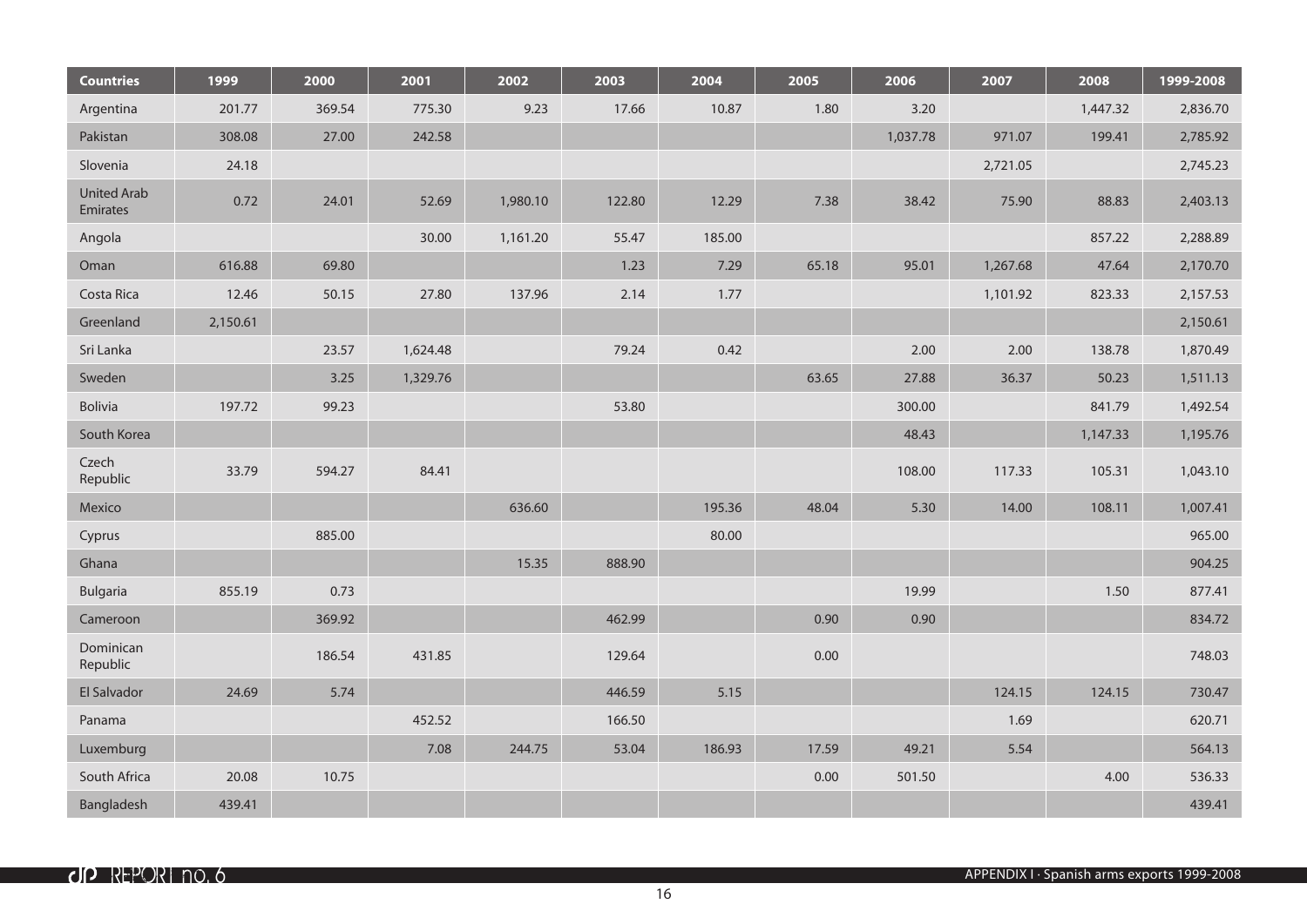| Countries | 1999 | 2000 | 2001 | 2002 | 2003 | 2004 | 2005 | 2006 | 2007 | 2008 | 1999-2008 |
|---|---|---|---|---|---|---|---|---|---|---|---|
| Argentina | 201.77 | 369.54 | 775.30 | 9.23 | 17.66 | 10.87 | 1.80 | 3.20 | | 1,447.32 | 2,836.70 |
| Pakistan | 308.08 | 27.00 | 242.58 | | | | | 1,037.78 | 971.07 | 199.41 | 2,785.92 |
| Slovenia | 24.18 | | | | | | | | 2,721.05 | | 2,745.23 |
| United Arab Emirates | 0.72 | 24.01 | 52.69 | 1,980.10 | 122.80 | 12.29 | 7.38 | 38.42 | 75.90 | 88.83 | 2,403.13 |
| Angola | | | 30.00 | 1,161.20 | 55.47 | 185.00 | | | | 857.22 | 2,288.89 |
| Oman | 616.88 | 69.80 | | | 1.23 | 7.29 | 65.18 | 95.01 | 1,267.68 | 47.64 | 2,170.70 |
| Costa Rica | 12.46 | 50.15 | 27.80 | 137.96 | 2.14 | 1.77 | | | 1,101.92 | 823.33 | 2,157.53 |
| Greenland | 2,150.61 | | | | | | | | | | 2,150.61 |
| Sri Lanka | | 23.57 | 1,624.48 | | 79.24 | 0.42 | | 2.00 | 2.00 | 138.78 | 1,870.49 |
| Sweden | | 3.25 | 1,329.76 | | | | 63.65 | 27.88 | 36.37 | 50.23 | 1,511.13 |
| Bolivia | 197.72 | 99.23 | | | 53.80 | | | 300.00 | | 841.79 | 1,492.54 |
| South Korea | | | | | | | | 48.43 | | 1,147.33 | 1,195.76 |
| Czech Republic | 33.79 | 594.27 | 84.41 | | | | | 108.00 | 117.33 | 105.31 | 1,043.10 |
| Mexico | | | | 636.60 | | 195.36 | 48.04 | 5.30 | 14.00 | 108.11 | 1,007.41 |
| Cyprus | | 885.00 | | | | 80.00 | | | | | 965.00 |
| Ghana | | | | 15.35 | 888.90 | | | | | | 904.25 |
| Bulgaria | 855.19 | 0.73 | | | | | | 19.99 | | 1.50 | 877.41 |
| Cameroon | | 369.92 | | | 462.99 | | 0.90 | 0.90 | | | 834.72 |
| Dominican Republic | | 186.54 | 431.85 | | 129.64 | | 0.00 | | | | 748.03 |
| El Salvador | 24.69 | 5.74 | | | 446.59 | 5.15 | | | 124.15 | 124.15 | 730.47 |
| Panama | | | 452.52 | | 166.50 | | | | 1.69 | | 620.71 |
| Luxemburg | | | 7.08 | 244.75 | 53.04 | 186.93 | 17.59 | 49.21 | 5.54 | | 564.13 |
| South Africa | 20.08 | 10.75 | | | | | 0.00 | 501.50 | | 4.00 | 536.33 |
| Bangladesh | 439.41 | | | | | | | | | | 439.41 |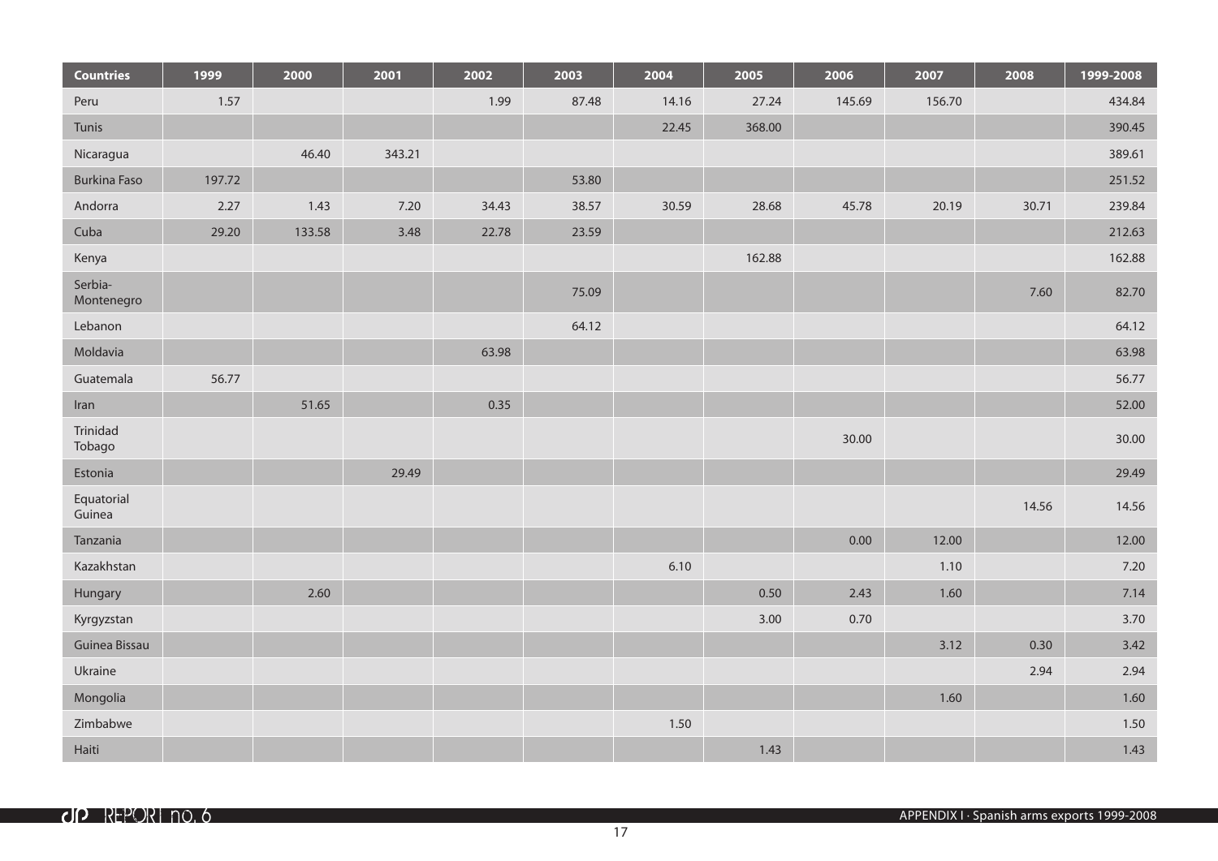| Countries | 1999 | 2000 | 2001 | 2002 | 2003 | 2004 | 2005 | 2006 | 2007 | 2008 | 1999-2008 |
|---|---|---|---|---|---|---|---|---|---|---|---|
| Peru | 1.57 | | | 1.99 | 87.48 | 14.16 | 27.24 | 145.69 | 156.70 | | 434.84 |
| Tunis | | | | | | 22.45 | 368.00 | | | | 390.45 |
| Nicaragua | | 46.40 | 343.21 | | | | | | | | 389.61 |
| Burkina Faso | 197.72 | | | | 53.80 | | | | | | 251.52 |
| Andorra | 2.27 | 1.43 | 7.20 | 34.43 | 38.57 | 30.59 | 28.68 | 45.78 | 20.19 | 30.71 | 239.84 |
| Cuba | 29.20 | 133.58 | 3.48 | 22.78 | 23.59 | | | | | | 212.63 |
| Kenya | | | | | | | 162.88 | | | | 162.88 |
| Serbia-Montenegro | | | | | 75.09 | | | | | 7.60 | 82.70 |
| Lebanon | | | | | 64.12 | | | | | | 64.12 |
| Moldavia | | | | 63.98 | | | | | | | 63.98 |
| Guatemala | 56.77 | | | | | | | | | | 56.77 |
| Iran | | 51.65 | | 0.35 | | | | | | | 52.00 |
| Trinidad Tobago | | | | | | | | 30.00 | | | 30.00 |
| Estonia | | | 29.49 | | | | | | | | 29.49 |
| Equatorial Guinea | | | | | | | | | | 14.56 | 14.56 |
| Tanzania | | | | | | | | 0.00 | 12.00 | | 12.00 |
| Kazakhstan | | | | | | 6.10 | | | 1.10 | | 7.20 |
| Hungary | | 2.60 | | | | | 0.50 | 2.43 | 1.60 | | 7.14 |
| Kyrgyzstan | | | | | | | 3.00 | 0.70 | | | 3.70 |
| Guinea Bissau | | | | | | | | | 3.12 | 0.30 | 3.42 |
| Ukraine | | | | | | | | | | 2.94 | 2.94 |
| Mongolia | | | | | | | | | 1.60 | | 1.60 |
| Zimbabwe | | | | | | 1.50 | | | | | 1.50 |
| Haiti | | | | | | | 1.43 | | | | 1.43 |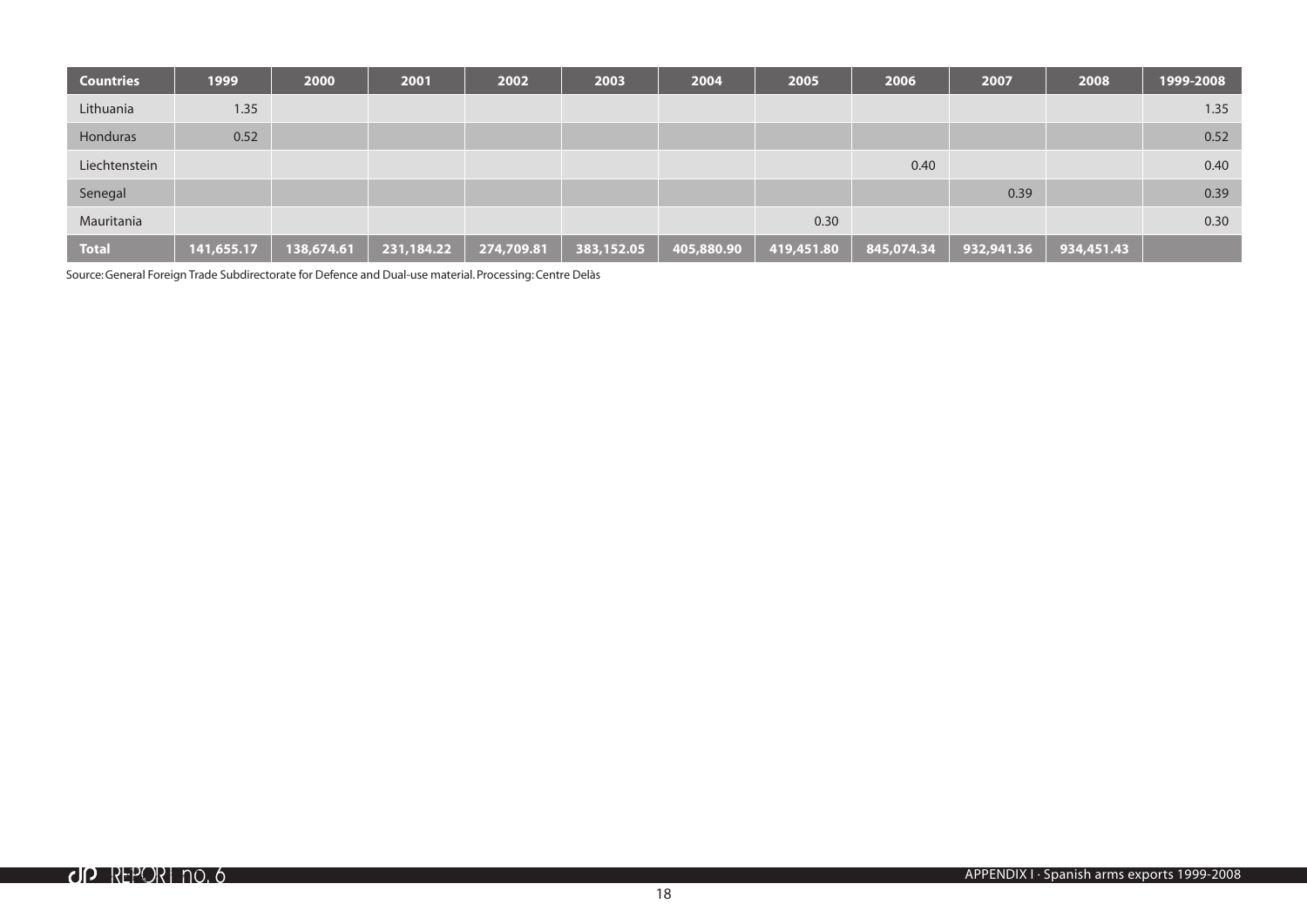| Countries | 1999 | 2000 | 2001 | 2002 | 2003 | 2004 | 2005 | 2006 | 2007 | 2008 | 1999-2008 |
|---|---|---|---|---|---|---|---|---|---|---|---|
| Lithuania | 1.35 | | | | | | | | | | 1.35 |
| Honduras | 0.52 | | | | | | | | | | 0.52 |
| Liechtenstein | | | | | | | | 0.40 | | | 0.40 |
| Senegal | | | | | | | | | 0.39 | | 0.39 |
| Mauritania | | | | | | | 0.30 | | | | 0.30 |
| **Total** | **141,655.17** | **138,674.61** | **231,184.22** | **274,709.81** | **383,152.05** | **405,880.90** | **419,451.80** | **845,074.34** | **932,941.36** | **934,451.43** | |

Source: General Foreign Trade Subdirectorate for Defence and Dual-use material. Processing: Centre Delàs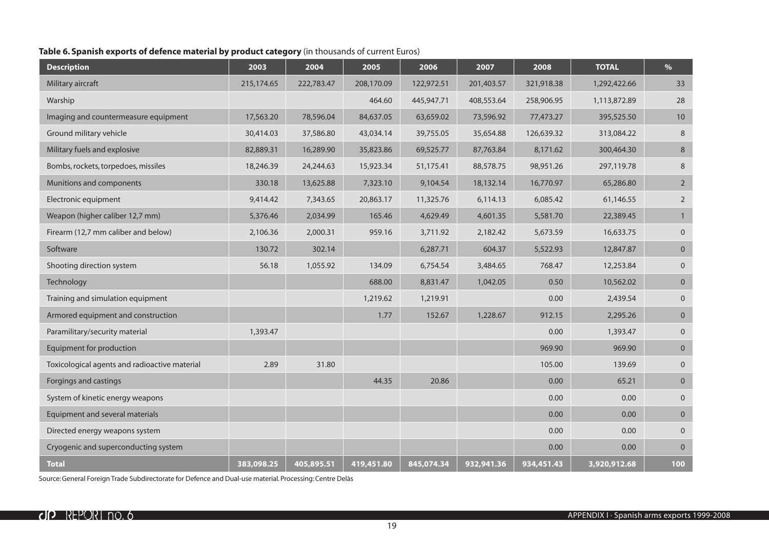**Table 6. Spanish exports of defence material by product category** (in thousands of current Euros)

| Description | 2003 | 2004 | 2005 | 2006 | 2007 | 2008 | TOTAL | % |
|---|---|---|---|---|---|---|---|---|
| Military aircraft | 215,174.65 | 222,783.47 | 208,170.09 | 122,972.51 | 201,403.57 | 321,918.38 | 1,292,422.66 | 33 |
| Warship | | | 464.60 | 445,947.71 | 408,553.64 | 258,906.95 | 1,113,872.89 | 28 |
| Imaging and countermeasure equipment | 17,563.20 | 78,596.04 | 84,637.05 | 63,659.02 | 73,596.92 | 77,473.27 | 395,525.50 | 10 |
| Ground military vehicle | 30,414.03 | 37,586.80 | 43,034.14 | 39,755.05 | 35,654.88 | 126,639.32 | 313,084.22 | 8 |
| Military fuels and explosive | 82,889.31 | 16,289.90 | 35,823.86 | 69,525.77 | 87,763.84 | 8,171.62 | 300,464.30 | 8 |
| Bombs, rockets, torpedoes, missiles | 18,246.39 | 24,244.63 | 15,923.34 | 51,175.41 | 88,578.75 | 98,951.26 | 297,119.78 | 8 |
| Munitions and components | 330.18 | 13,625.88 | 7,323.10 | 9,104.54 | 18,132.14 | 16,770.97 | 65,286.80 | 2 |
| Electronic equipment | 9,414.42 | 7,343.65 | 20,863.17 | 11,325.76 | 6,114.13 | 6,085.42 | 61,146.55 | 2 |
| Weapon (higher caliber 12,7 mm) | 5,376.46 | 2,034.99 | 165.46 | 4,629.49 | 4,601.35 | 5,581.70 | 22,389.45 | 1 |
| Firearm (12,7 mm caliber and below) | 2,106.36 | 2,000.31 | 959.16 | 3,711.92 | 2,182.42 | 5,673.59 | 16,633.75 | 0 |
| Software | 130.72 | 302.14 | | 6,287.71 | 604.37 | 5,522.93 | 12,847.87 | 0 |
| Shooting direction system | 56.18 | 1,055.92 | 134.09 | 6,754.54 | 3,484.65 | 768.47 | 12,253.84 | 0 |
| Technology | | | 688.00 | 8,831.47 | 1,042.05 | 0.50 | 10,562.02 | 0 |
| Training and simulation equipment | | | 1,219.62 | 1,219.91 | | 0.00 | 2,439.54 | 0 |
| Armored equipment and construction | | | 1.77 | 152.67 | 1,228.67 | 912.15 | 2,295.26 | 0 |
| Paramilitary/security material | 1,393.47 | | | | | 0.00 | 1,393.47 | 0 |
| Equipment for production | | | | | | 969.90 | 969.90 | 0 |
| Toxicological agents and radioactive material | 2.89 | 31.80 | | | | 105.00 | 139.69 | 0 |
| Forgings and castings | | | 44.35 | 20.86 | | 0.00 | 65.21 | 0 |
| System of kinetic energy weapons | | | | | | 0.00 | 0.00 | 0 |
| Equipment and several materials | | | | | | 0.00 | 0.00 | 0 |
| Directed energy weapons system | | | | | | 0.00 | 0.00 | 0 |
| Cryogenic and superconducting system | | | | | | 0.00 | 0.00 | 0 |
| **Total** | **383,098.25** | **405,895.51** | **419,451.80** | **845,074.34** | **932,941.36** | **934,451.43** | **3,920,912.68** | **100** |

Source: General Foreign Trade Subdirectorate for Defence and Dual-use material. Processing: Centre Delàs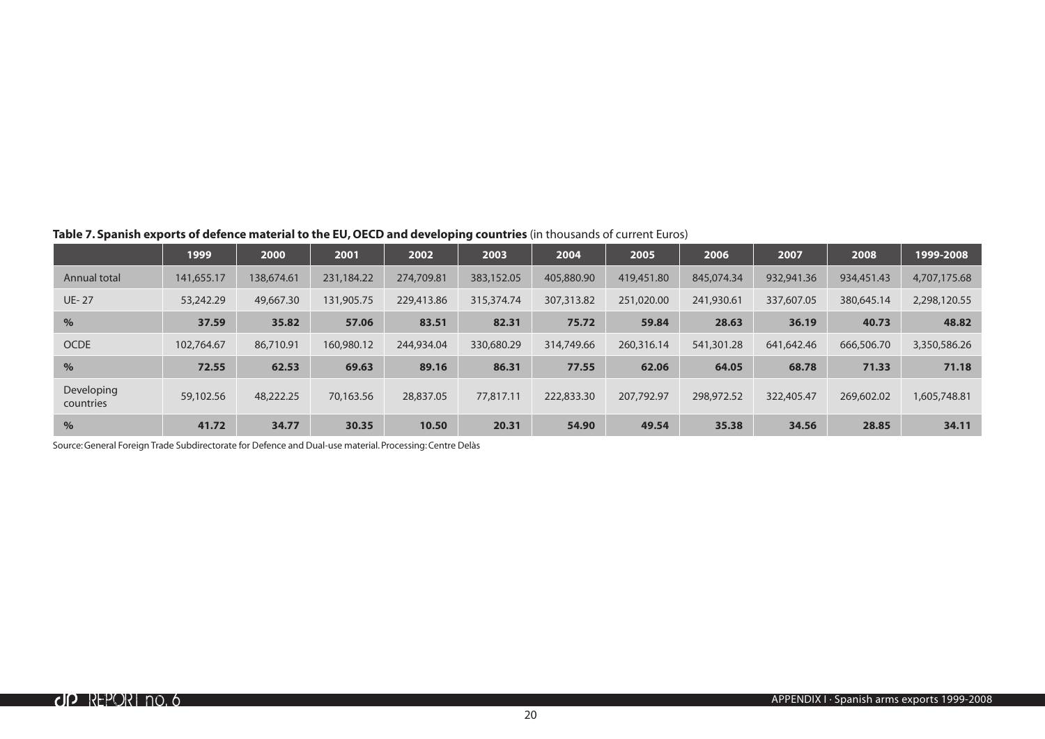**Table 7. Spanish exports of defence material to the EU, OECD and developing countries** (in thousands of current Euros)

| | 1999 | 2000 | 2001 | 2002 | 2003 | 2004 | 2005 | 2006 | 2007 | 2008 | 1999-2008 |
|---|---|---|---|---|---|---|---|---|---|---|---|
| Annual total | 141,655.17 | 138,674.61 | 231,184.22 | 274,709.81 | 383,152.05 | 405,880.90 | 419,451.80 | 845,074.34 | 932,941.36 | 934,451.43 | 4,707,175.68 |
| UE- 27 | 53,242.29 | 49,667.30 | 131,905.75 | 229,413.86 | 315,374.74 | 307,313.82 | 251,020.00 | 241,930.61 | 337,607.05 | 380,645.14 | 2,298,120.55 |
| **%** | **37.59** | **35.82** | **57.06** | **83.51** | **82.31** | **75.72** | **59.84** | **28.63** | **36.19** | **40.73** | **48.82** |
| OCDE | 102,764.67 | 86,710.91 | 160,980.12 | 244,934.04 | 330,680.29 | 314,749.66 | 260,316.14 | 541,301.28 | 641,642.46 | 666,506.70 | 3,350,586.26 |
| **%** | **72.55** | **62.53** | **69.63** | **89.16** | **86.31** | **77.55** | **62.06** | **64.05** | **68.78** | **71.33** | **71.18** |
| Developing countries | 59,102.56 | 48,222.25 | 70,163.56 | 28,837.05 | 77,817.11 | 222,833.30 | 207,792.97 | 298,972.52 | 322,405.47 | 269,602.02 | 1,605,748.81 |
| **%** | **41.72** | **34.77** | **30.35** | **10.50** | **20.31** | **54.90** | **49.54** | **35.38** | **34.56** | **28.85** | **34.11** |

Source: General Foreign Trade Subdirectorate for Defence and Dual-use material. Processing: Centre Delàs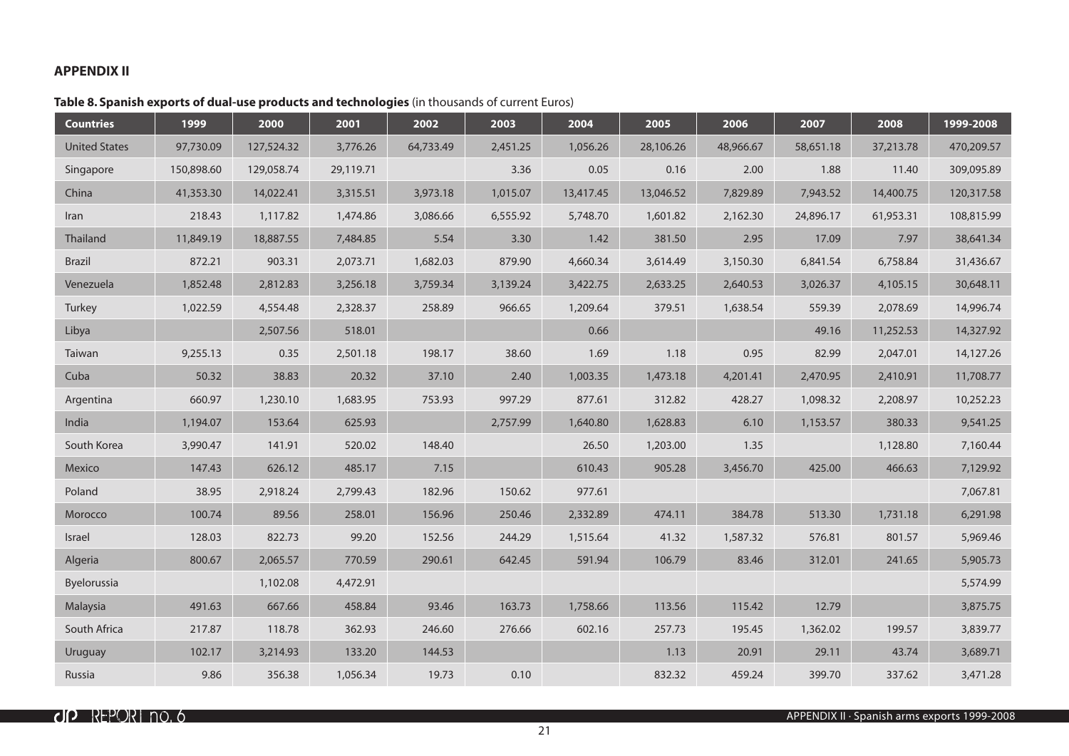**APPENDIX II**

**Table 8. Spanish exports of dual-use products and technologies** (in thousands of current Euros)

| Countries | 1999 | 2000 | 2001 | 2002 | 2003 | 2004 | 2005 | 2006 | 2007 | 2008 | 1999-2008 |
|---|---|---|---|---|---|---|---|---|---|---|---|
| United States | 97,730.09 | 127,524.32 | 3,776.26 | 64,733.49 | 2,451.25 | 1,056.26 | 28,106.26 | 48,966.67 | 58,651.18 | 37,213.78 | 470,209.57 |
| Singapore | 150,898.60 | 129,058.74 | 29,119.71 | | 3.36 | 0.05 | 0.16 | 2.00 | 1.88 | 11.40 | 309,095.89 |
| China | 41,353.30 | 14,022.41 | 3,315.51 | 3,973.18 | 1,015.07 | 13,417.45 | 13,046.52 | 7,829.89 | 7,943.52 | 14,400.75 | 120,317.58 |
| Iran | 218.43 | 1,117.82 | 1,474.86 | 3,086.66 | 6,555.92 | 5,748.70 | 1,601.82 | 2,162.30 | 24,896.17 | 61,953.31 | 108,815.99 |
| Thailand | 11,849.19 | 18,887.55 | 7,484.85 | 5.54 | 3.30 | 1.42 | 381.50 | 2.95 | 17.09 | 7.97 | 38,641.34 |
| Brazil | 872.21 | 903.31 | 2,073.71 | 1,682.03 | 879.90 | 4,660.34 | 3,614.49 | 3,150.30 | 6,841.54 | 6,758.84 | 31,436.67 |
| Venezuela | 1,852.48 | 2,812.83 | 3,256.18 | 3,759.34 | 3,139.24 | 3,422.75 | 2,633.25 | 2,640.53 | 3,026.37 | 4,105.15 | 30,648.11 |
| Turkey | 1,022.59 | 4,554.48 | 2,328.37 | 258.89 | 966.65 | 1,209.64 | 379.51 | 1,638.54 | 559.39 | 2,078.69 | 14,996.74 |
| Libya | | 2,507.56 | 518.01 | | | 0.66 | | | 49.16 | 11,252.53 | 14,327.92 |
| Taiwan | 9,255.13 | 0.35 | 2,501.18 | 198.17 | 38.60 | 1.69 | 1.18 | 0.95 | 82.99 | 2,047.01 | 14,127.26 |
| Cuba | 50.32 | 38.83 | 20.32 | 37.10 | 2.40 | 1,003.35 | 1,473.18 | 4,201.41 | 2,470.95 | 2,410.91 | 11,708.77 |
| Argentina | 660.97 | 1,230.10 | 1,683.95 | 753.93 | 997.29 | 877.61 | 312.82 | 428.27 | 1,098.32 | 2,208.97 | 10,252.23 |
| India | 1,194.07 | 153.64 | 625.93 | | 2,757.99 | 1,640.80 | 1,628.83 | 6.10 | 1,153.57 | 380.33 | 9,541.25 |
| South Korea | 3,990.47 | 141.91 | 520.02 | 148.40 | | 26.50 | 1,203.00 | 1.35 | | 1,128.80 | 7,160.44 |
| Mexico | 147.43 | 626.12 | 485.17 | 7.15 | | 610.43 | 905.28 | 3,456.70 | 425.00 | 466.63 | 7,129.92 |
| Poland | 38.95 | 2,918.24 | 2,799.43 | 182.96 | 150.62 | 977.61 | | | | | 7,067.81 |
| Morocco | 100.74 | 89.56 | 258.01 | 156.96 | 250.46 | 2,332.89 | 474.11 | 384.78 | 513.30 | 1,731.18 | 6,291.98 |
| Israel | 128.03 | 822.73 | 99.20 | 152.56 | 244.29 | 1,515.64 | 41.32 | 1,587.32 | 576.81 | 801.57 | 5,969.46 |
| Algeria | 800.67 | 2,065.57 | 770.59 | 290.61 | 642.45 | 591.94 | 106.79 | 83.46 | 312.01 | 241.65 | 5,905.73 |
| Byelorussia | | 1,102.08 | 4,472.91 | | | | | | | | 5,574.99 |
| Malaysia | 491.63 | 667.66 | 458.84 | 93.46 | 163.73 | 1,758.66 | 113.56 | 115.42 | 12.79 | | 3,875.75 |
| South Africa | 217.87 | 118.78 | 362.93 | 246.60 | 276.66 | 602.16 | 257.73 | 195.45 | 1,362.02 | 199.57 | 3,839.77 |
| Uruguay | 102.17 | 3,214.93 | 133.20 | 144.53 | | | 1.13 | 20.91 | 29.11 | 43.74 | 3,689.71 |
| Russia | 9.86 | 356.38 | 1,056.34 | 19.73 | 0.10 | | 832.32 | 459.24 | 399.70 | 337.62 | 3,471.28 |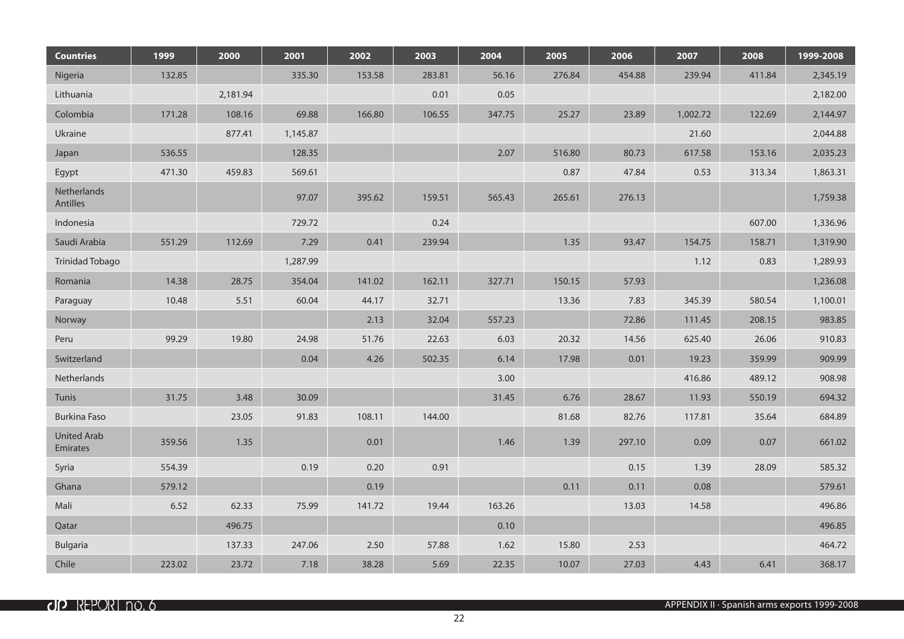| Countries | 1999 | 2000 | 2001 | 2002 | 2003 | 2004 | 2005 | 2006 | 2007 | 2008 | 1999-2008 |
|---|---|---|---|---|---|---|---|---|---|---|---|
| Nigeria | 132.85 | | 335.30 | 153.58 | 283.81 | 56.16 | 276.84 | 454.88 | 239.94 | 411.84 | 2,345.19 |
| Lithuania | | 2,181.94 | | | 0.01 | 0.05 | | | | | 2,182.00 |
| Colombia | 171.28 | 108.16 | 69.88 | 166.80 | 106.55 | 347.75 | 25.27 | 23.89 | 1,002.72 | 122.69 | 2,144.97 |
| Ukraine | | 877.41 | 1,145.87 | | | | | | 21.60 | | 2,044.88 |
| Japan | 536.55 | | 128.35 | | | 2.07 | 516.80 | 80.73 | 617.58 | 153.16 | 2,035.23 |
| Egypt | 471.30 | 459.83 | 569.61 | | | | 0.87 | 47.84 | 0.53 | 313.34 | 1,863.31 |
| Netherlands Antilles | | | 97.07 | 395.62 | 159.51 | 565.43 | 265.61 | 276.13 | | | 1,759.38 |
| Indonesia | | | 729.72 | | 0.24 | | | | | 607.00 | 1,336.96 |
| Saudi Arabia | 551.29 | 112.69 | 7.29 | 0.41 | 239.94 | | 1.35 | 93.47 | 154.75 | 158.71 | 1,319.90 |
| Trinidad Tobago | | | 1,287.99 | | | | | | 1.12 | 0.83 | 1,289.93 |
| Romania | 14.38 | 28.75 | 354.04 | 141.02 | 162.11 | 327.71 | 150.15 | 57.93 | | | 1,236.08 |
| Paraguay | 10.48 | 5.51 | 60.04 | 44.17 | 32.71 | | 13.36 | 7.83 | 345.39 | 580.54 | 1,100.01 |
| Norway | | | | 2.13 | 32.04 | 557.23 | | 72.86 | 111.45 | 208.15 | 983.85 |
| Peru | 99.29 | 19.80 | 24.98 | 51.76 | 22.63 | 6.03 | 20.32 | 14.56 | 625.40 | 26.06 | 910.83 |
| Switzerland | | | 0.04 | 4.26 | 502.35 | 6.14 | 17.98 | 0.01 | 19.23 | 359.99 | 909.99 |
| Netherlands | | | | | | 3.00 | | | 416.86 | 489.12 | 908.98 |
| Tunis | 31.75 | 3.48 | 30.09 | | | 31.45 | 6.76 | 28.67 | 11.93 | 550.19 | 694.32 |
| Burkina Faso | | 23.05 | 91.83 | 108.11 | 144.00 | | 81.68 | 82.76 | 117.81 | 35.64 | 684.89 |
| United Arab Emirates | 359.56 | 1.35 | | 0.01 | | 1.46 | 1.39 | 297.10 | 0.09 | 0.07 | 661.02 |
| Syria | 554.39 | | 0.19 | 0.20 | 0.91 | | | 0.15 | 1.39 | 28.09 | 585.32 |
| Ghana | 579.12 | | | 0.19 | | | 0.11 | 0.11 | 0.08 | | 579.61 |
| Mali | 6.52 | 62.33 | 75.99 | 141.72 | 19.44 | 163.26 | | 13.03 | 14.58 | | 496.86 |
| Qatar | | 496.75 | | | | 0.10 | | | | | 496.85 |
| Bulgaria | | 137.33 | 247.06 | 2.50 | 57.88 | 1.62 | 15.80 | 2.53 | | | 464.72 |
| Chile | 223.02 | 23.72 | 7.18 | 38.28 | 5.69 | 22.35 | 10.07 | 27.03 | 4.43 | 6.41 | 368.17 |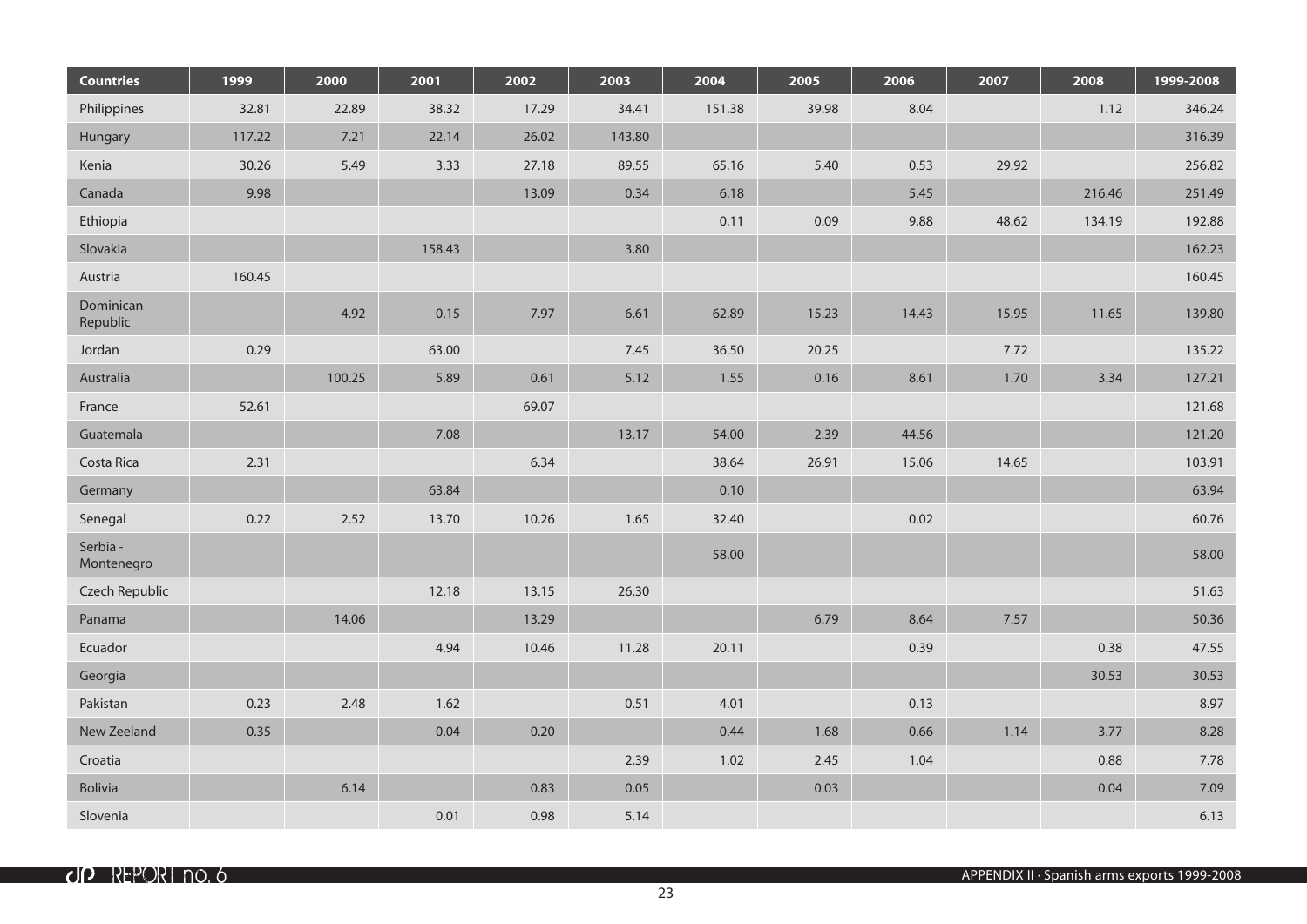| Countries | 1999 | 2000 | 2001 | 2002 | 2003 | 2004 | 2005 | 2006 | 2007 | 2008 | 1999-2008 |
|---|---|---|---|---|---|---|---|---|---|---|---|
| Philippines | 32.81 | 22.89 | 38.32 | 17.29 | 34.41 | 151.38 | 39.98 | 8.04 | | 1.12 | 346.24 |
| Hungary | 117.22 | 7.21 | 22.14 | 26.02 | 143.80 | | | | | | 316.39 |
| Kenia | 30.26 | 5.49 | 3.33 | 27.18 | 89.55 | 65.16 | 5.40 | 0.53 | 29.92 | | 256.82 |
| Canada | 9.98 | | | 13.09 | 0.34 | 6.18 | | 5.45 | | 216.46 | 251.49 |
| Ethiopia | | | | | | 0.11 | 0.09 | 9.88 | 48.62 | 134.19 | 192.88 |
| Slovakia | | | 158.43 | | 3.80 | | | | | | 162.23 |
| Austria | 160.45 | | | | | | | | | | 160.45 |
| Dominican Republic | | 4.92 | 0.15 | 7.97 | 6.61 | 62.89 | 15.23 | 14.43 | 15.95 | 11.65 | 139.80 |
| Jordan | 0.29 | | 63.00 | | 7.45 | 36.50 | 20.25 | | 7.72 | | 135.22 |
| Australia | | 100.25 | 5.89 | 0.61 | 5.12 | 1.55 | 0.16 | 8.61 | 1.70 | 3.34 | 127.21 |
| France | 52.61 | | | 69.07 | | | | | | | 121.68 |
| Guatemala | | | 7.08 | | 13.17 | 54.00 | 2.39 | 44.56 | | | 121.20 |
| Costa Rica | 2.31 | | | 6.34 | | 38.64 | 26.91 | 15.06 | 14.65 | | 103.91 |
| Germany | | | 63.84 | | | 0.10 | | | | | 63.94 |
| Senegal | 0.22 | 2.52 | 13.70 | 10.26 | 1.65 | 32.40 | | 0.02 | | | 60.76 |
| Serbia - Montenegro | | | | | | 58.00 | | | | | 58.00 |
| Czech Republic | | | 12.18 | 13.15 | 26.30 | | | | | | 51.63 |
| Panama | | 14.06 | | 13.29 | | | 6.79 | 8.64 | 7.57 | | 50.36 |
| Ecuador | | | 4.94 | 10.46 | 11.28 | 20.11 | | 0.39 | | 0.38 | 47.55 |
| Georgia | | | | | | | | | | 30.53 | 30.53 |
| Pakistan | 0.23 | 2.48 | 1.62 | | 0.51 | 4.01 | | 0.13 | | | 8.97 |
| New Zeeland | 0.35 | | 0.04 | 0.20 | | 0.44 | 1.68 | 0.66 | 1.14 | 3.77 | 8.28 |
| Croatia | | | | | 2.39 | 1.02 | 2.45 | 1.04 | | 0.88 | 7.78 |
| Bolivia | | 6.14 | | 0.83 | 0.05 | | 0.03 | | | 0.04 | 7.09 |
| Slovenia | | | 0.01 | 0.98 | 5.14 | | | | | | 6.13 |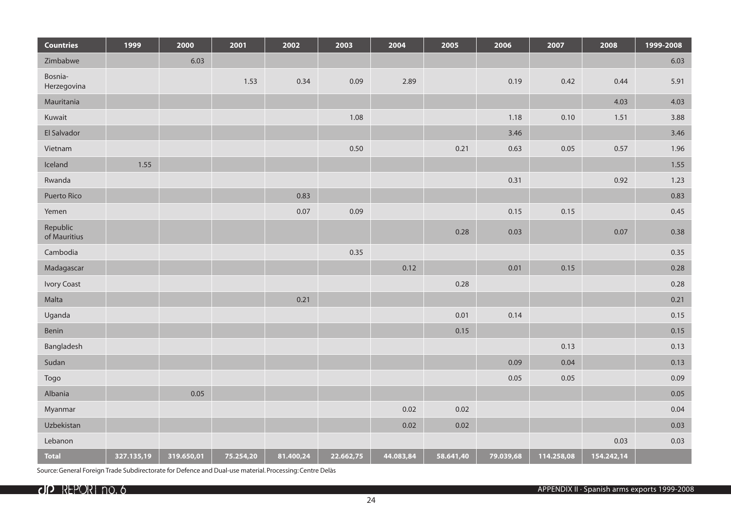| Countries | 1999 | 2000 | 2001 | 2002 | 2003 | 2004 | 2005 | 2006 | 2007 | 2008 | 1999-2008 |
|---|---|---|---|---|---|---|---|---|---|---|---|
| Zimbabwe | | 6.03 | | | | | | | | | 6.03 |
| Bosnia-Herzegovina | | | 1.53 | 0.34 | 0.09 | 2.89 | | 0.19 | 0.42 | 0.44 | 5.91 |
| Mauritania | | | | | | | | | | 4.03 | 4.03 |
| Kuwait | | | | | 1.08 | | | 1.18 | 0.10 | 1.51 | 3.88 |
| El Salvador | | | | | | | | 3.46 | | | 3.46 |
| Vietnam | | | | | 0.50 | | 0.21 | 0.63 | 0.05 | 0.57 | 1.96 |
| Iceland | 1.55 | | | | | | | | | | 1.55 |
| Rwanda | | | | | | | | 0.31 | | 0.92 | 1.23 |
| Puerto Rico | | | | 0.83 | | | | | | | 0.83 |
| Yemen | | | | 0.07 | 0.09 | | | 0.15 | 0.15 | | 0.45 |
| Republic of Mauritius | | | | | | | 0.28 | 0.03 | | 0.07 | 0.38 |
| Cambodia | | | | | 0.35 | | | | | | 0.35 |
| Madagascar | | | | | | 0.12 | | 0.01 | 0.15 | | 0.28 |
| Ivory Coast | | | | | | | 0.28 | | | | 0.28 |
| Malta | | | | 0.21 | | | | | | | 0.21 |
| Uganda | | | | | | | 0.01 | 0.14 | | | 0.15 |
| Benin | | | | | | | 0.15 | | | | 0.15 |
| Bangladesh | | | | | | | | | 0.13 | | 0.13 |
| Sudan | | | | | | | | 0.09 | 0.04 | | 0.13 |
| Togo | | | | | | | | 0.05 | 0.05 | | 0.09 |
| Albania | | 0.05 | | | | | | | | | 0.05 |
| Myanmar | | | | | | 0.02 | 0.02 | | | | 0.04 |
| Uzbekistan | | | | | | 0.02 | 0.02 | | | | 0.03 |
| Lebanon | | | | | | | | | | 0.03 | 0.03 |
| **Total** | **327.135,19** | **319.650,01** | **75.254,20** | **81.400,24** | **22.662,75** | **44.083,84** | **58.641,40** | **79.039,68** | **114.258,08** | **154.242,14** | |

Source: General Foreign Trade Subdirectorate for Defence and Dual-use material. Processing: Centre Delàs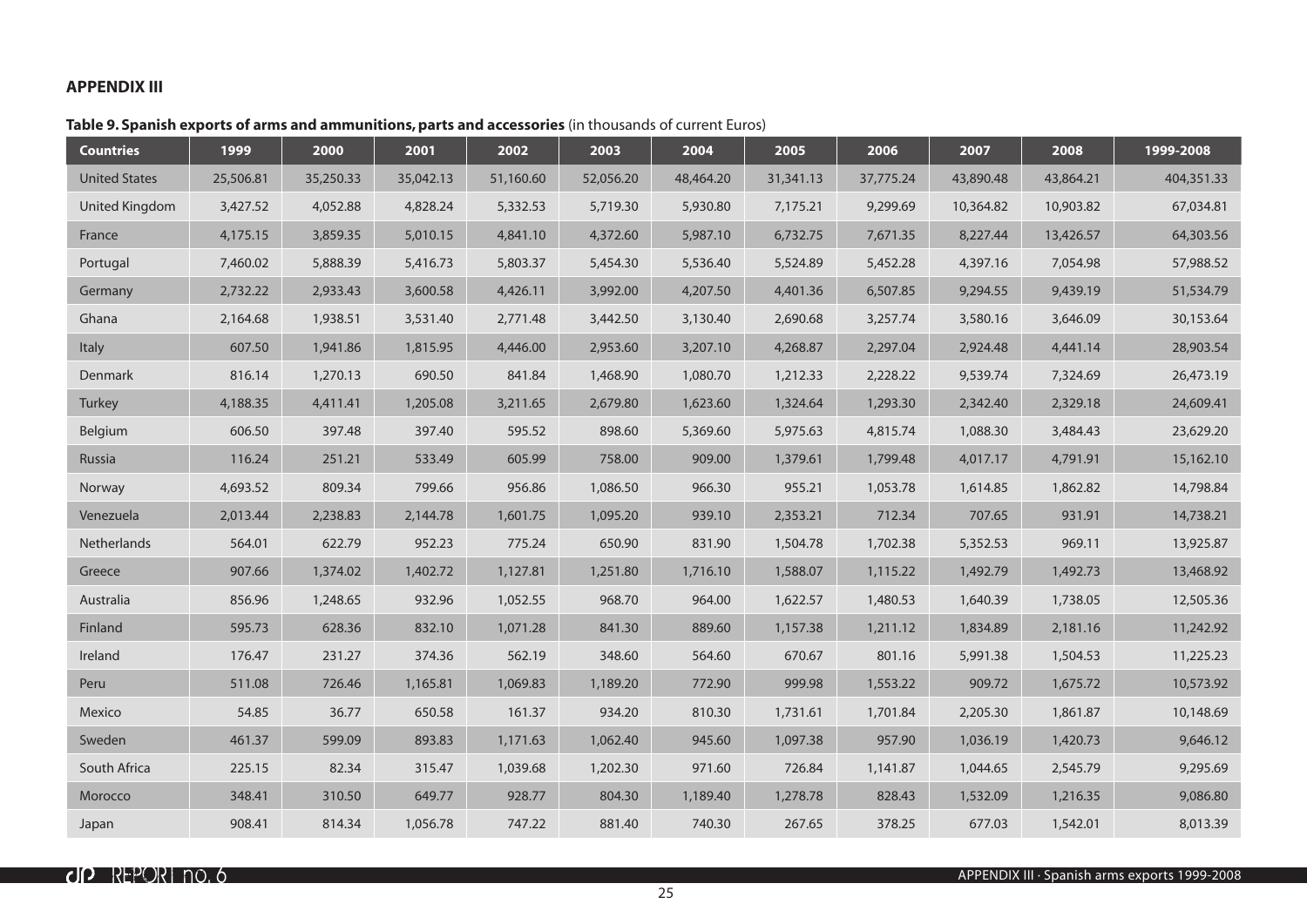## APPENDIX III

**Table 9. Spanish exports of arms and ammunitions, parts and accessories** (in thousands of current Euros)

| Countries | 1999 | 2000 | 2001 | 2002 | 2003 | 2004 | 2005 | 2006 | 2007 | 2008 | 1999-2008 |
|---|---|---|---|---|---|---|---|---|---|---|---|
| United States | 25,506.81 | 35,250.33 | 35,042.13 | 51,160.60 | 52,056.20 | 48,464.20 | 31,341.13 | 37,775.24 | 43,890.48 | 43,864.21 | 404,351.33 |
| United Kingdom | 3,427.52 | 4,052.88 | 4,828.24 | 5,332.53 | 5,719.30 | 5,930.80 | 7,175.21 | 9,299.69 | 10,364.82 | 10,903.82 | 67,034.81 |
| France | 4,175.15 | 3,859.35 | 5,010.15 | 4,841.10 | 4,372.60 | 5,987.10 | 6,732.75 | 7,671.35 | 8,227.44 | 13,426.57 | 64,303.56 |
| Portugal | 7,460.02 | 5,888.39 | 5,416.73 | 5,803.37 | 5,454.30 | 5,536.40 | 5,524.89 | 5,452.28 | 4,397.16 | 7,054.98 | 57,988.52 |
| Germany | 2,732.22 | 2,933.43 | 3,600.58 | 4,426.11 | 3,992.00 | 4,207.50 | 4,401.36 | 6,507.85 | 9,294.55 | 9,439.19 | 51,534.79 |
| Ghana | 2,164.68 | 1,938.51 | 3,531.40 | 2,771.48 | 3,442.50 | 3,130.40 | 2,690.68 | 3,257.74 | 3,580.16 | 3,646.09 | 30,153.64 |
| Italy | 607.50 | 1,941.86 | 1,815.95 | 4,446.00 | 2,953.60 | 3,207.10 | 4,268.87 | 2,297.04 | 2,924.48 | 4,441.14 | 28,903.54 |
| Denmark | 816.14 | 1,270.13 | 690.50 | 841.84 | 1,468.90 | 1,080.70 | 1,212.33 | 2,228.22 | 9,539.74 | 7,324.69 | 26,473.19 |
| Turkey | 4,188.35 | 4,411.41 | 1,205.08 | 3,211.65 | 2,679.80 | 1,623.60 | 1,324.64 | 1,293.30 | 2,342.40 | 2,329.18 | 24,609.41 |
| Belgium | 606.50 | 397.48 | 397.40 | 595.52 | 898.60 | 5,369.60 | 5,975.63 | 4,815.74 | 1,088.30 | 3,484.43 | 23,629.20 |
| Russia | 116.24 | 251.21 | 533.49 | 605.99 | 758.00 | 909.00 | 1,379.61 | 1,799.48 | 4,017.17 | 4,791.91 | 15,162.10 |
| Norway | 4,693.52 | 809.34 | 799.66 | 956.86 | 1,086.50 | 966.30 | 955.21 | 1,053.78 | 1,614.85 | 1,862.82 | 14,798.84 |
| Venezuela | 2,013.44 | 2,238.83 | 2,144.78 | 1,601.75 | 1,095.20 | 939.10 | 2,353.21 | 712.34 | 707.65 | 931.91 | 14,738.21 |
| Netherlands | 564.01 | 622.79 | 952.23 | 775.24 | 650.90 | 831.90 | 1,504.78 | 1,702.38 | 5,352.53 | 969.11 | 13,925.87 |
| Greece | 907.66 | 1,374.02 | 1,402.72 | 1,127.81 | 1,251.80 | 1,716.10 | 1,588.07 | 1,115.22 | 1,492.79 | 1,492.73 | 13,468.92 |
| Australia | 856.96 | 1,248.65 | 932.96 | 1,052.55 | 968.70 | 964.00 | 1,622.57 | 1,480.53 | 1,640.39 | 1,738.05 | 12,505.36 |
| Finland | 595.73 | 628.36 | 832.10 | 1,071.28 | 841.30 | 889.60 | 1,157.38 | 1,211.12 | 1,834.89 | 2,181.16 | 11,242.92 |
| Ireland | 176.47 | 231.27 | 374.36 | 562.19 | 348.60 | 564.60 | 670.67 | 801.16 | 5,991.38 | 1,504.53 | 11,225.23 |
| Peru | 511.08 | 726.46 | 1,165.81 | 1,069.83 | 1,189.20 | 772.90 | 999.98 | 1,553.22 | 909.72 | 1,675.72 | 10,573.92 |
| Mexico | 54.85 | 36.77 | 650.58 | 161.37 | 934.20 | 810.30 | 1,731.61 | 1,701.84 | 2,205.30 | 1,861.87 | 10,148.69 |
| Sweden | 461.37 | 599.09 | 893.83 | 1,171.63 | 1,062.40 | 945.60 | 1,097.38 | 957.90 | 1,036.19 | 1,420.73 | 9,646.12 |
| South Africa | 225.15 | 82.34 | 315.47 | 1,039.68 | 1,202.30 | 971.60 | 726.84 | 1,141.87 | 1,044.65 | 2,545.79 | 9,295.69 |
| Morocco | 348.41 | 310.50 | 649.77 | 928.77 | 804.30 | 1,189.40 | 1,278.78 | 828.43 | 1,532.09 | 1,216.35 | 9,086.80 |
| Japan | 908.41 | 814.34 | 1,056.78 | 747.22 | 881.40 | 740.30 | 267.65 | 378.25 | 677.03 | 1,542.01 | 8,013.39 |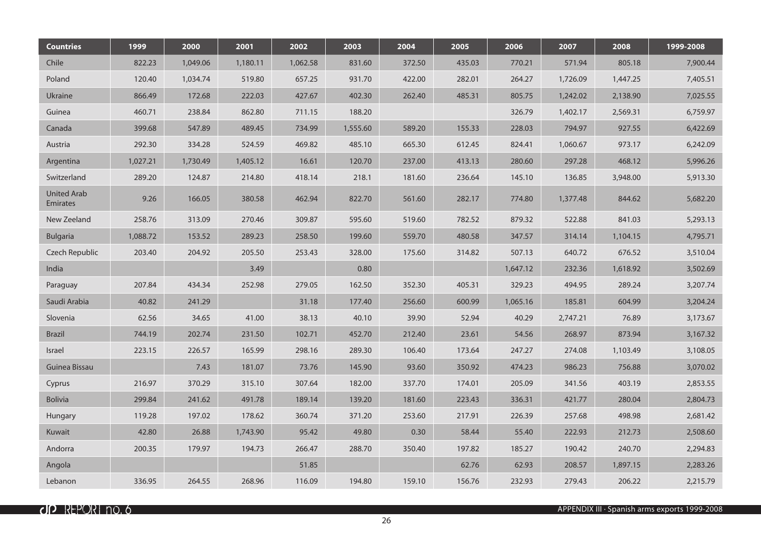| Countries | 1999 | 2000 | 2001 | 2002 | 2003 | 2004 | 2005 | 2006 | 2007 | 2008 | 1999-2008 |
|---|---|---|---|---|---|---|---|---|---|---|---|
| Chile | 822.23 | 1,049.06 | 1,180.11 | 1,062.58 | 831.60 | 372.50 | 435.03 | 770.21 | 571.94 | 805.18 | 7,900.44 |
| Poland | 120.40 | 1,034.74 | 519.80 | 657.25 | 931.70 | 422.00 | 282.01 | 264.27 | 1,726.09 | 1,447.25 | 7,405.51 |
| Ukraine | 866.49 | 172.68 | 222.03 | 427.67 | 402.30 | 262.40 | 485.31 | 805.75 | 1,242.02 | 2,138.90 | 7,025.55 |
| Guinea | 460.71 | 238.84 | 862.80 | 711.15 | 188.20 | | | 326.79 | 1,402.17 | 2,569.31 | 6,759.97 |
| Canada | 399.68 | 547.89 | 489.45 | 734.99 | 1,555.60 | 589.20 | 155.33 | 228.03 | 794.97 | 927.55 | 6,422.69 |
| Austria | 292.30 | 334.28 | 524.59 | 469.82 | 485.10 | 665.30 | 612.45 | 824.41 | 1,060.67 | 973.17 | 6,242.09 |
| Argentina | 1,027.21 | 1,730.49 | 1,405.12 | 16.61 | 120.70 | 237.00 | 413.13 | 280.60 | 297.28 | 468.12 | 5,996.26 |
| Switzerland | 289.20 | 124.87 | 214.80 | 418.14 | 218.1 | 181.60 | 236.64 | 145.10 | 136.85 | 3,948.00 | 5,913.30 |
| United Arab Emirates | 9.26 | 166.05 | 380.58 | 462.94 | 822.70 | 561.60 | 282.17 | 774.80 | 1,377.48 | 844.62 | 5,682.20 |
| New Zeeland | 258.76 | 313.09 | 270.46 | 309.87 | 595.60 | 519.60 | 782.52 | 879.32 | 522.88 | 841.03 | 5,293.13 |
| Bulgaria | 1,088.72 | 153.52 | 289.23 | 258.50 | 199.60 | 559.70 | 480.58 | 347.57 | 314.14 | 1,104.15 | 4,795.71 |
| Czech Republic | 203.40 | 204.92 | 205.50 | 253.43 | 328.00 | 175.60 | 314.82 | 507.13 | 640.72 | 676.52 | 3,510.04 |
| India | | | 3.49 | | 0.80 | | | 1,647.12 | 232.36 | 1,618.92 | 3,502.69 |
| Paraguay | 207.84 | 434.34 | 252.98 | 279.05 | 162.50 | 352.30 | 405.31 | 329.23 | 494.95 | 289.24 | 3,207.74 |
| Saudi Arabia | 40.82 | 241.29 | | 31.18 | 177.40 | 256.60 | 600.99 | 1,065.16 | 185.81 | 604.99 | 3,204.24 |
| Slovenia | 62.56 | 34.65 | 41.00 | 38.13 | 40.10 | 39.90 | 52.94 | 40.29 | 2,747.21 | 76.89 | 3,173.67 |
| Brazil | 744.19 | 202.74 | 231.50 | 102.71 | 452.70 | 212.40 | 23.61 | 54.56 | 268.97 | 873.94 | 3,167.32 |
| Israel | 223.15 | 226.57 | 165.99 | 298.16 | 289.30 | 106.40 | 173.64 | 247.27 | 274.08 | 1,103.49 | 3,108.05 |
| Guinea Bissau | | 7.43 | 181.07 | 73.76 | 145.90 | 93.60 | 350.92 | 474.23 | 986.23 | 756.88 | 3,070.02 |
| Cyprus | 216.97 | 370.29 | 315.10 | 307.64 | 182.00 | 337.70 | 174.01 | 205.09 | 341.56 | 403.19 | 2,853.55 |
| Bolivia | 299.84 | 241.62 | 491.78 | 189.14 | 139.20 | 181.60 | 223.43 | 336.31 | 421.77 | 280.04 | 2,804.73 |
| Hungary | 119.28 | 197.02 | 178.62 | 360.74 | 371.20 | 253.60 | 217.91 | 226.39 | 257.68 | 498.98 | 2,681.42 |
| Kuwait | 42.80 | 26.88 | 1,743.90 | 95.42 | 49.80 | 0.30 | 58.44 | 55.40 | 222.93 | 212.73 | 2,508.60 |
| Andorra | 200.35 | 179.97 | 194.73 | 266.47 | 288.70 | 350.40 | 197.82 | 185.27 | 190.42 | 240.70 | 2,294.83 |
| Angola | | | | 51.85 | | | 62.76 | 62.93 | 208.57 | 1,897.15 | 2,283.26 |
| Lebanon | 336.95 | 264.55 | 268.96 | 116.09 | 194.80 | 159.10 | 156.76 | 232.93 | 279.43 | 206.22 | 2,215.79 |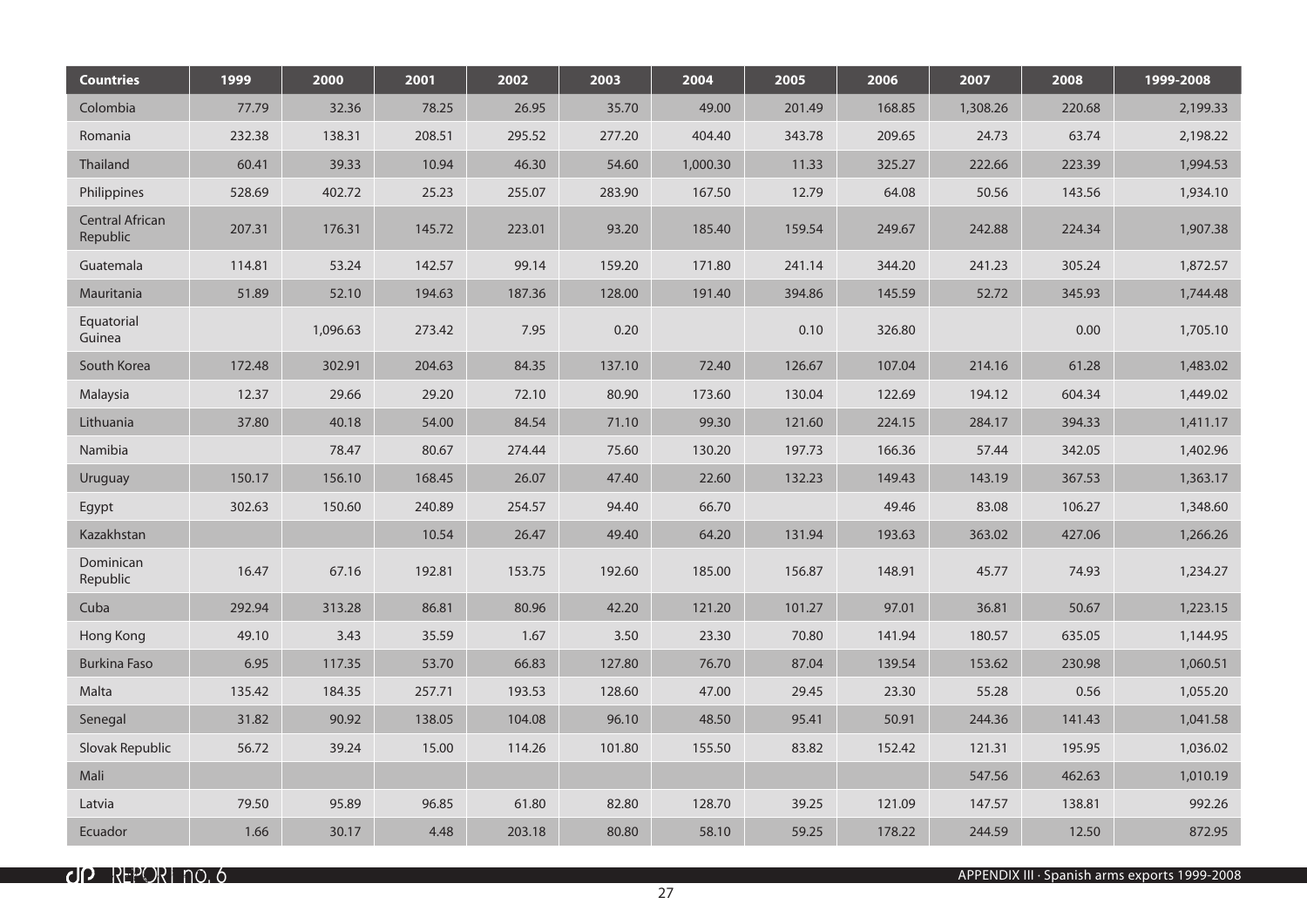| Countries | 1999 | 2000 | 2001 | 2002 | 2003 | 2004 | 2005 | 2006 | 2007 | 2008 | 1999-2008 |
|---|---|---|---|---|---|---|---|---|---|---|---|
| Colombia | 77.79 | 32.36 | 78.25 | 26.95 | 35.70 | 49.00 | 201.49 | 168.85 | 1,308.26 | 220.68 | 2,199.33 |
| Romania | 232.38 | 138.31 | 208.51 | 295.52 | 277.20 | 404.40 | 343.78 | 209.65 | 24.73 | 63.74 | 2,198.22 |
| Thailand | 60.41 | 39.33 | 10.94 | 46.30 | 54.60 | 1,000.30 | 11.33 | 325.27 | 222.66 | 223.39 | 1,994.53 |
| Philippines | 528.69 | 402.72 | 25.23 | 255.07 | 283.90 | 167.50 | 12.79 | 64.08 | 50.56 | 143.56 | 1,934.10 |
| Central African Republic | 207.31 | 176.31 | 145.72 | 223.01 | 93.20 | 185.40 | 159.54 | 249.67 | 242.88 | 224.34 | 1,907.38 |
| Guatemala | 114.81 | 53.24 | 142.57 | 99.14 | 159.20 | 171.80 | 241.14 | 344.20 | 241.23 | 305.24 | 1,872.57 |
| Mauritania | 51.89 | 52.10 | 194.63 | 187.36 | 128.00 | 191.40 | 394.86 | 145.59 | 52.72 | 345.93 | 1,744.48 |
| Equatorial Guinea | | 1,096.63 | 273.42 | 7.95 | 0.20 | | 0.10 | 326.80 | | 0.00 | 1,705.10 |
| South Korea | 172.48 | 302.91 | 204.63 | 84.35 | 137.10 | 72.40 | 126.67 | 107.04 | 214.16 | 61.28 | 1,483.02 |
| Malaysia | 12.37 | 29.66 | 29.20 | 72.10 | 80.90 | 173.60 | 130.04 | 122.69 | 194.12 | 604.34 | 1,449.02 |
| Lithuania | 37.80 | 40.18 | 54.00 | 84.54 | 71.10 | 99.30 | 121.60 | 224.15 | 284.17 | 394.33 | 1,411.17 |
| Namibia | | 78.47 | 80.67 | 274.44 | 75.60 | 130.20 | 197.73 | 166.36 | 57.44 | 342.05 | 1,402.96 |
| Uruguay | 150.17 | 156.10 | 168.45 | 26.07 | 47.40 | 22.60 | 132.23 | 149.43 | 143.19 | 367.53 | 1,363.17 |
| Egypt | 302.63 | 150.60 | 240.89 | 254.57 | 94.40 | 66.70 | | 49.46 | 83.08 | 106.27 | 1,348.60 |
| Kazakhstan | | | 10.54 | 26.47 | 49.40 | 64.20 | 131.94 | 193.63 | 363.02 | 427.06 | 1,266.26 |
| Dominican Republic | 16.47 | 67.16 | 192.81 | 153.75 | 192.60 | 185.00 | 156.87 | 148.91 | 45.77 | 74.93 | 1,234.27 |
| Cuba | 292.94 | 313.28 | 86.81 | 80.96 | 42.20 | 121.20 | 101.27 | 97.01 | 36.81 | 50.67 | 1,223.15 |
| Hong Kong | 49.10 | 3.43 | 35.59 | 1.67 | 3.50 | 23.30 | 70.80 | 141.94 | 180.57 | 635.05 | 1,144.95 |
| Burkina Faso | 6.95 | 117.35 | 53.70 | 66.83 | 127.80 | 76.70 | 87.04 | 139.54 | 153.62 | 230.98 | 1,060.51 |
| Malta | 135.42 | 184.35 | 257.71 | 193.53 | 128.60 | 47.00 | 29.45 | 23.30 | 55.28 | 0.56 | 1,055.20 |
| Senegal | 31.82 | 90.92 | 138.05 | 104.08 | 96.10 | 48.50 | 95.41 | 50.91 | 244.36 | 141.43 | 1,041.58 |
| Slovak Republic | 56.72 | 39.24 | 15.00 | 114.26 | 101.80 | 155.50 | 83.82 | 152.42 | 121.31 | 195.95 | 1,036.02 |
| Mali | | | | | | | | | 547.56 | 462.63 | 1,010.19 |
| Latvia | 79.50 | 95.89 | 96.85 | 61.80 | 82.80 | 128.70 | 39.25 | 121.09 | 147.57 | 138.81 | 992.26 |
| Ecuador | 1.66 | 30.17 | 4.48 | 203.18 | 80.80 | 58.10 | 59.25 | 178.22 | 244.59 | 12.50 | 872.95 |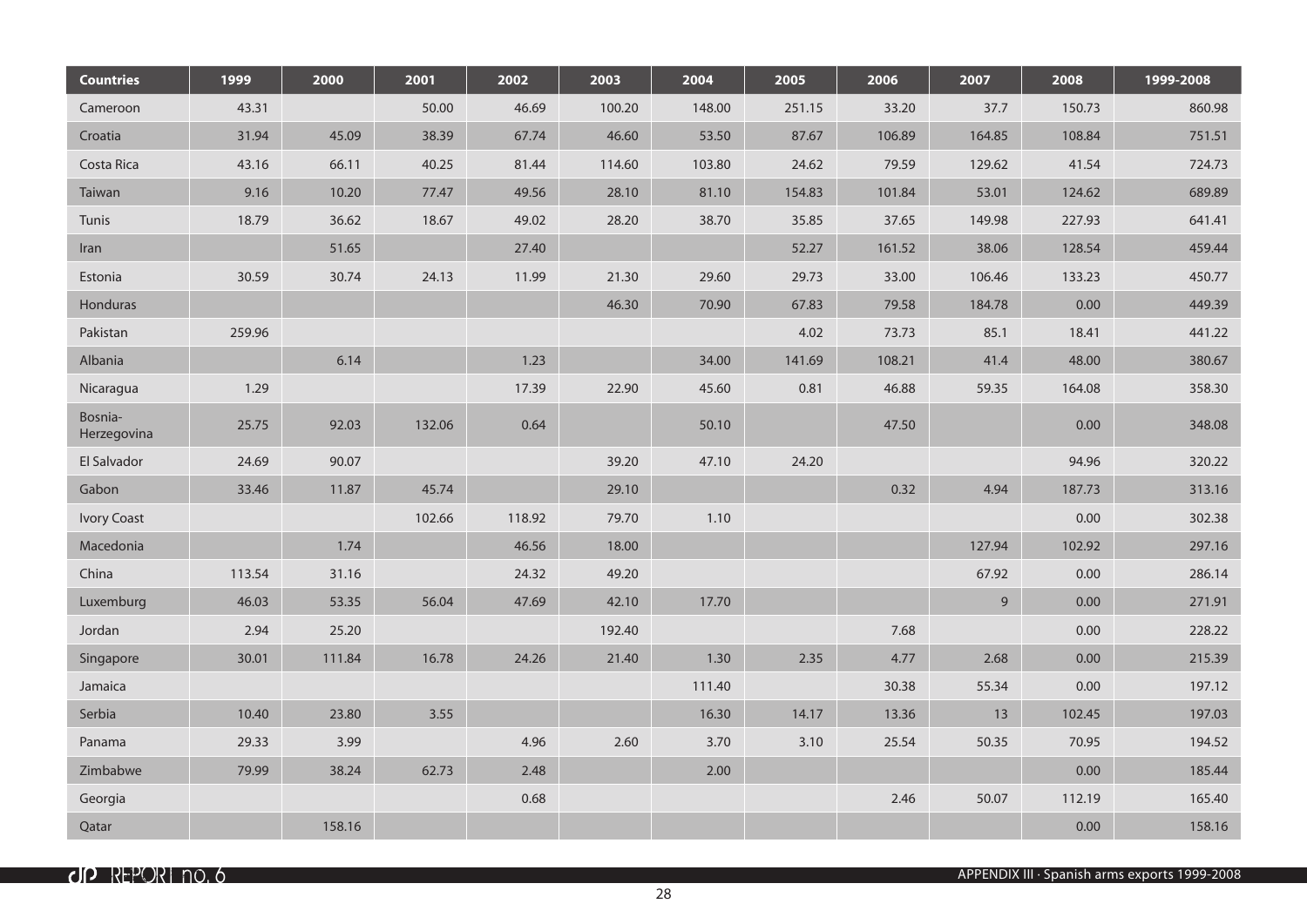| Countries | 1999 | 2000 | 2001 | 2002 | 2003 | 2004 | 2005 | 2006 | 2007 | 2008 | 1999-2008 |
|---|---|---|---|---|---|---|---|---|---|---|---|
| Cameroon | 43.31 | | 50.00 | 46.69 | 100.20 | 148.00 | 251.15 | 33.20 | 37.7 | 150.73 | 860.98 |
| Croatia | 31.94 | 45.09 | 38.39 | 67.74 | 46.60 | 53.50 | 87.67 | 106.89 | 164.85 | 108.84 | 751.51 |
| Costa Rica | 43.16 | 66.11 | 40.25 | 81.44 | 114.60 | 103.80 | 24.62 | 79.59 | 129.62 | 41.54 | 724.73 |
| Taiwan | 9.16 | 10.20 | 77.47 | 49.56 | 28.10 | 81.10 | 154.83 | 101.84 | 53.01 | 124.62 | 689.89 |
| Tunis | 18.79 | 36.62 | 18.67 | 49.02 | 28.20 | 38.70 | 35.85 | 37.65 | 149.98 | 227.93 | 641.41 |
| Iran | | 51.65 | | 27.40 | | | 52.27 | 161.52 | 38.06 | 128.54 | 459.44 |
| Estonia | 30.59 | 30.74 | 24.13 | 11.99 | 21.30 | 29.60 | 29.73 | 33.00 | 106.46 | 133.23 | 450.77 |
| Honduras | | | | | 46.30 | 70.90 | 67.83 | 79.58 | 184.78 | 0.00 | 449.39 |
| Pakistan | 259.96 | | | | | | 4.02 | 73.73 | 85.1 | 18.41 | 441.22 |
| Albania | | 6.14 | | 1.23 | | 34.00 | 141.69 | 108.21 | 41.4 | 48.00 | 380.67 |
| Nicaragua | 1.29 | | | 17.39 | 22.90 | 45.60 | 0.81 | 46.88 | 59.35 | 164.08 | 358.30 |
| Bosnia-Herzegovina | 25.75 | 92.03 | 132.06 | 0.64 | | 50.10 | | 47.50 | | 0.00 | 348.08 |
| El Salvador | 24.69 | 90.07 | | | 39.20 | 47.10 | 24.20 | | | 94.96 | 320.22 |
| Gabon | 33.46 | 11.87 | 45.74 | | 29.10 | | | 0.32 | 4.94 | 187.73 | 313.16 |
| Ivory Coast | | | 102.66 | 118.92 | 79.70 | 1.10 | | | | 0.00 | 302.38 |
| Macedonia | | 1.74 | | 46.56 | 18.00 | | | | 127.94 | 102.92 | 297.16 |
| China | 113.54 | 31.16 | | 24.32 | 49.20 | | | | 67.92 | 0.00 | 286.14 |
| Luxemburg | 46.03 | 53.35 | 56.04 | 47.69 | 42.10 | 17.70 | | | 9 | 0.00 | 271.91 |
| Jordan | 2.94 | 25.20 | | | 192.40 | | | 7.68 | | 0.00 | 228.22 |
| Singapore | 30.01 | 111.84 | 16.78 | 24.26 | 21.40 | 1.30 | 2.35 | 4.77 | 2.68 | 0.00 | 215.39 |
| Jamaica | | | | | | 111.40 | | 30.38 | 55.34 | 0.00 | 197.12 |
| Serbia | 10.40 | 23.80 | 3.55 | | | 16.30 | 14.17 | 13.36 | 13 | 102.45 | 197.03 |
| Panama | 29.33 | 3.99 | | 4.96 | 2.60 | 3.70 | 3.10 | 25.54 | 50.35 | 70.95 | 194.52 |
| Zimbabwe | 79.99 | 38.24 | 62.73 | 2.48 | | 2.00 | | | | 0.00 | 185.44 |
| Georgia | | | | 0.68 | | | | 2.46 | 50.07 | 112.19 | 165.40 |
| Qatar | | 158.16 | | | | | | | | 0.00 | 158.16 |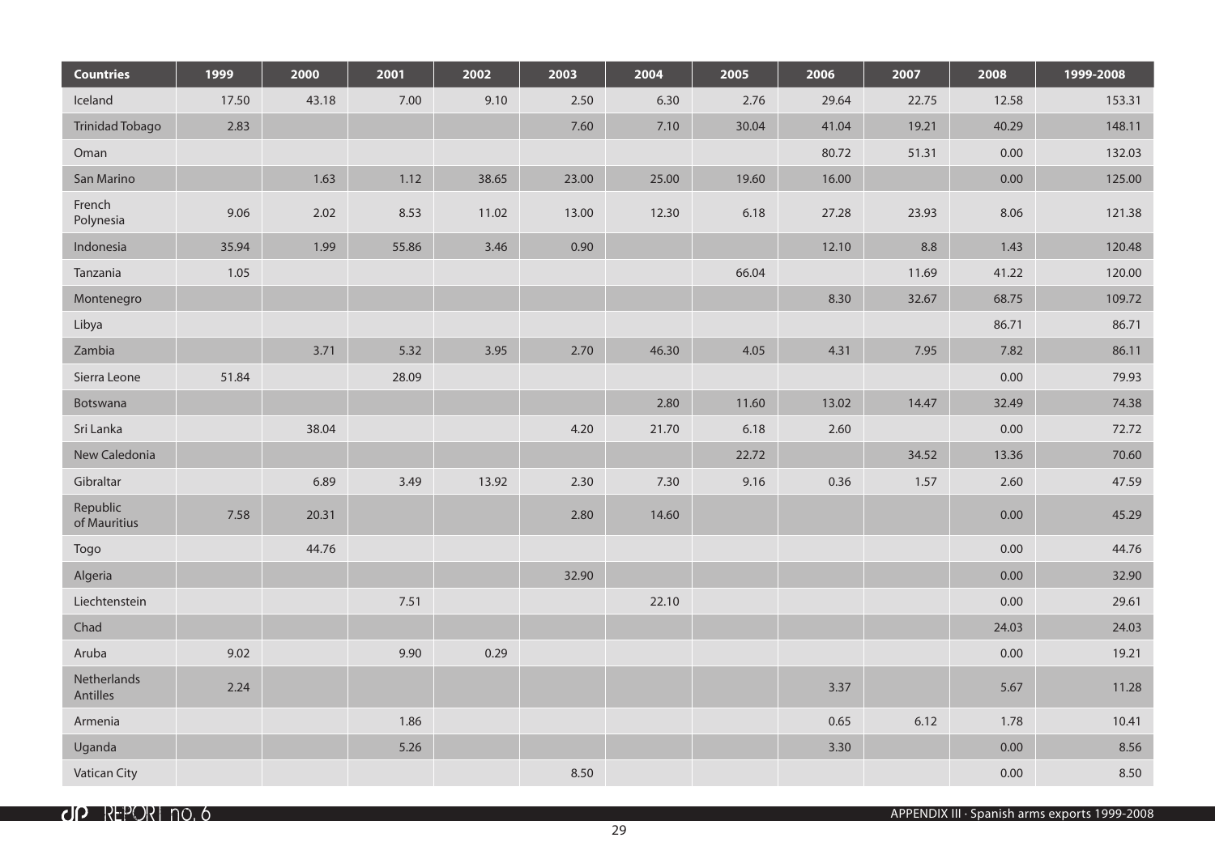| Countries | 1999 | 2000 | 2001 | 2002 | 2003 | 2004 | 2005 | 2006 | 2007 | 2008 | 1999-2008 |
|---|---|---|---|---|---|---|---|---|---|---|---|
| Iceland | 17.50 | 43.18 | 7.00 | 9.10 | 2.50 | 6.30 | 2.76 | 29.64 | 22.75 | 12.58 | 153.31 |
| Trinidad Tobago | 2.83 | | | | 7.60 | 7.10 | 30.04 | 41.04 | 19.21 | 40.29 | 148.11 |
| Oman | | | | | | | | 80.72 | 51.31 | 0.00 | 132.03 |
| San Marino | | 1.63 | 1.12 | 38.65 | 23.00 | 25.00 | 19.60 | 16.00 | | 0.00 | 125.00 |
| French Polynesia | 9.06 | 2.02 | 8.53 | 11.02 | 13.00 | 12.30 | 6.18 | 27.28 | 23.93 | 8.06 | 121.38 |
| Indonesia | 35.94 | 1.99 | 55.86 | 3.46 | 0.90 | | | 12.10 | 8.8 | 1.43 | 120.48 |
| Tanzania | 1.05 | | | | | | 66.04 | | 11.69 | 41.22 | 120.00 |
| Montenegro | | | | | | | | 8.30 | 32.67 | 68.75 | 109.72 |
| Libya | | | | | | | | | | 86.71 | 86.71 |
| Zambia | | 3.71 | 5.32 | 3.95 | 2.70 | 46.30 | 4.05 | 4.31 | 7.95 | 7.82 | 86.11 |
| Sierra Leone | 51.84 | | 28.09 | | | | | | | 0.00 | 79.93 |
| Botswana | | | | | | 2.80 | 11.60 | 13.02 | 14.47 | 32.49 | 74.38 |
| Sri Lanka | | 38.04 | | | 4.20 | 21.70 | 6.18 | 2.60 | | 0.00 | 72.72 |
| New Caledonia | | | | | | | 22.72 | | 34.52 | 13.36 | 70.60 |
| Gibraltar | | 6.89 | 3.49 | 13.92 | 2.30 | 7.30 | 9.16 | 0.36 | 1.57 | 2.60 | 47.59 |
| Republic of Mauritius | 7.58 | 20.31 | | | 2.80 | 14.60 | | | | 0.00 | 45.29 |
| Togo | | 44.76 | | | | | | | | 0.00 | 44.76 |
| Algeria | | | | | 32.90 | | | | | 0.00 | 32.90 |
| Liechtenstein | | | 7.51 | | | 22.10 | | | | 0.00 | 29.61 |
| Chad | | | | | | | | | | 24.03 | 24.03 |
| Aruba | 9.02 | | 9.90 | 0.29 | | | | | | 0.00 | 19.21 |
| Netherlands Antilles | 2.24 | | | | | | | 3.37 | | 5.67 | 11.28 |
| Armenia | | | 1.86 | | | | | 0.65 | 6.12 | 1.78 | 10.41 |
| Uganda | | | 5.26 | | | | | 3.30 | | 0.00 | 8.56 |
| Vatican City | | | | | 8.50 | | | | | 0.00 | 8.50 |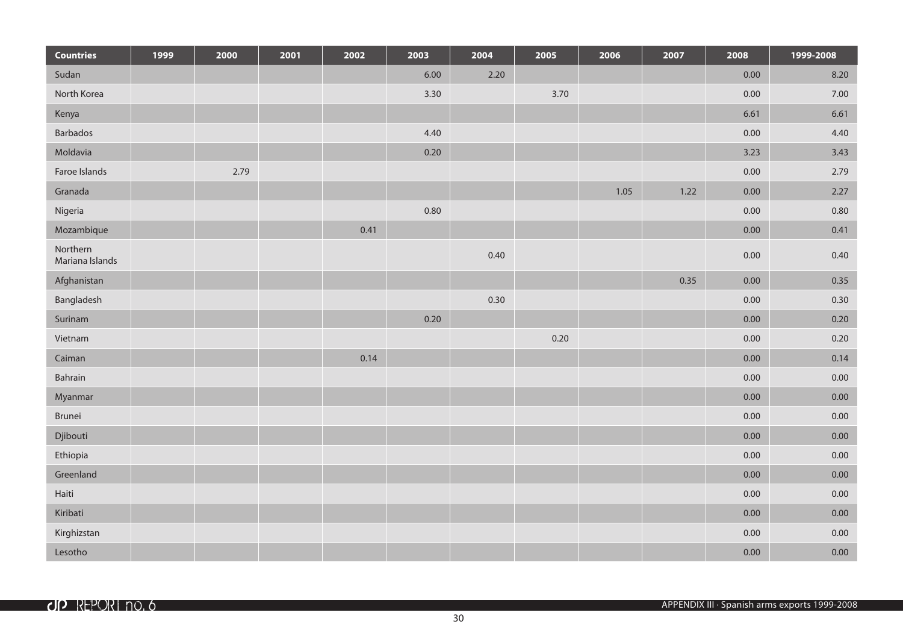| Countries | 1999 | 2000 | 2001 | 2002 | 2003 | 2004 | 2005 | 2006 | 2007 | 2008 | 1999-2008 |
|---|---|---|---|---|---|---|---|---|---|---|---|
| Sudan | | | | | 6.00 | 2.20 | | | | 0.00 | 8.20 |
| North Korea | | | | | 3.30 | | 3.70 | | | 0.00 | 7.00 |
| Kenya | | | | | | | | | | 6.61 | 6.61 |
| Barbados | | | | | 4.40 | | | | | 0.00 | 4.40 |
| Moldavia | | | | | 0.20 | | | | | 3.23 | 3.43 |
| Faroe Islands | | 2.79 | | | | | | | | 0.00 | 2.79 |
| Granada | | | | | | | | 1.05 | 1.22 | 0.00 | 2.27 |
| Nigeria | | | | | 0.80 | | | | | 0.00 | 0.80 |
| Mozambique | | | | 0.41 | | | | | | 0.00 | 0.41 |
| Northern Mariana Islands | | | | | | 0.40 | | | | 0.00 | 0.40 |
| Afghanistan | | | | | | | | | 0.35 | 0.00 | 0.35 |
| Bangladesh | | | | | | 0.30 | | | | 0.00 | 0.30 |
| Surinam | | | | | 0.20 | | | | | 0.00 | 0.20 |
| Vietnam | | | | | | | 0.20 | | | 0.00 | 0.20 |
| Caiman | | | | 0.14 | | | | | | 0.00 | 0.14 |
| Bahrain | | | | | | | | | | 0.00 | 0.00 |
| Myanmar | | | | | | | | | | 0.00 | 0.00 |
| Brunei | | | | | | | | | | 0.00 | 0.00 |
| Djibouti | | | | | | | | | | 0.00 | 0.00 |
| Ethiopia | | | | | | | | | | 0.00 | 0.00 |
| Greenland | | | | | | | | | | 0.00 | 0.00 |
| Haiti | | | | | | | | | | 0.00 | 0.00 |
| Kiribati | | | | | | | | | | 0.00 | 0.00 |
| Kirghizstan | | | | | | | | | | 0.00 | 0.00 |
| Lesotho | | | | | | | | | | 0.00 | 0.00 |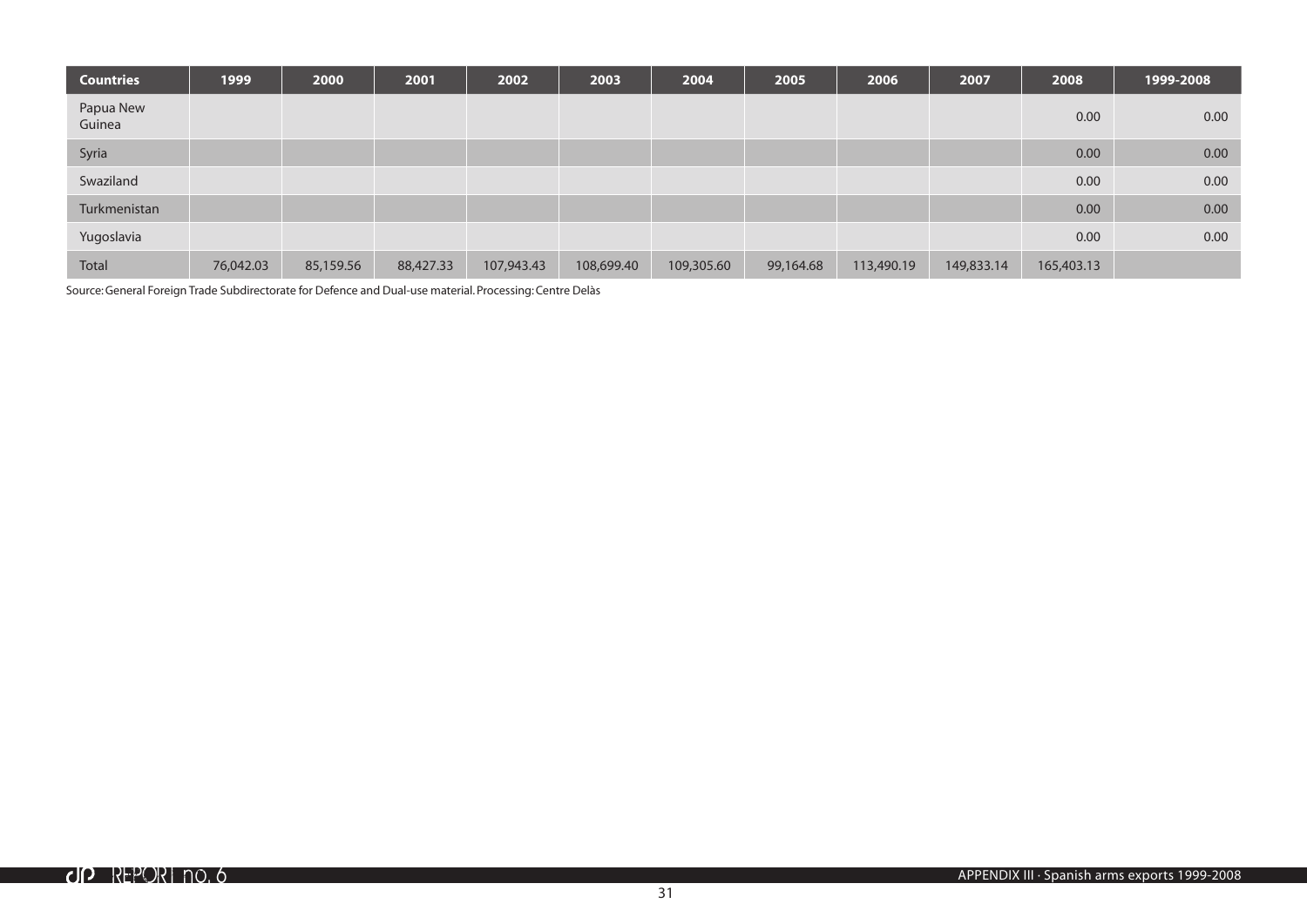| Countries | 1999 | 2000 | 2001 | 2002 | 2003 | 2004 | 2005 | 2006 | 2007 | 2008 | 1999-2008 |
|---|---|---|---|---|---|---|---|---|---|---|---|
| Papua New Guinea | | | | | | | | | | 0.00 | 0.00 |
| Syria | | | | | | | | | | 0.00 | 0.00 |
| Swaziland | | | | | | | | | | 0.00 | 0.00 |
| Turkmenistan | | | | | | | | | | 0.00 | 0.00 |
| Yugoslavia | | | | | | | | | | 0.00 | 0.00 |
| Total | 76,042.03 | 85,159.56 | 88,427.33 | 107,943.43 | 108,699.40 | 109,305.60 | 99,164.68 | 113,490.19 | 149,833.14 | 165,403.13 | |

Source: General Foreign Trade Subdirectorate for Defence and Dual-use material. Processing: Centre Delàs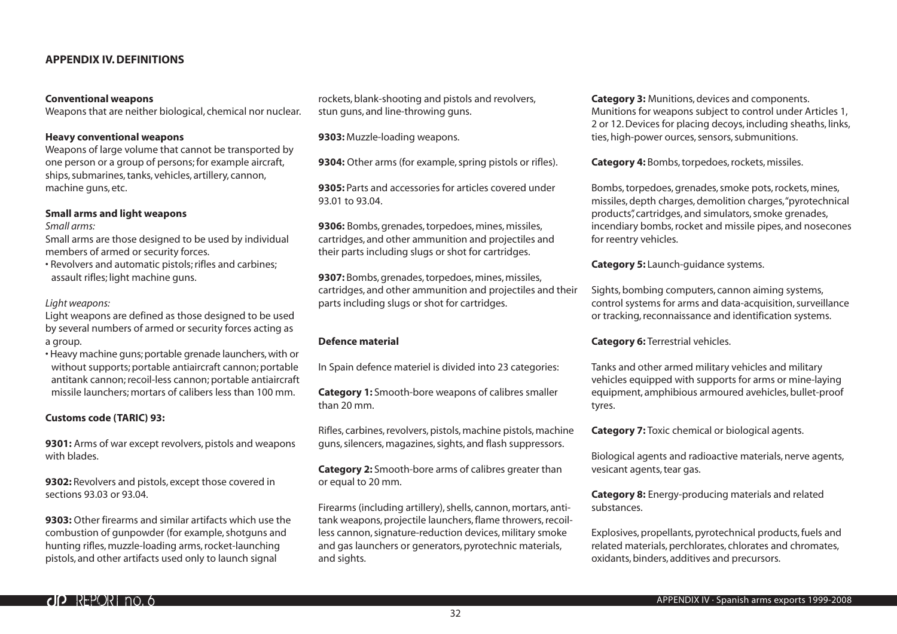## APPENDIX IV. DEFINITIONS

**Conventional weapons**
Weapons that are neither biological, chemical nor nuclear.

**Heavy conventional weapons**
Weapons of large volume that cannot be transported by one person or a group of persons; for example aircraft, ships, submarines, tanks, vehicles, artillery, cannon, machine guns, etc.

**Small arms and light weapons**

*Small arms:*

Small arms are those designed to be used by individual members of armed or security forces.

- Revolvers and automatic pistols; rifles and carbines; assault rifles; light machine guns.

*Light weapons:*

Light weapons are defined as those designed to be used by several numbers of armed or security forces acting as a group.

- Heavy machine guns; portable grenade launchers, with or without supports; portable antiaircraft cannon; portable antitank cannon; recoil-less cannon; portable antiaircraft missile launchers; mortars of calibers less than 100 mm.

**Customs code (TARIC) 93:**

**9301:** Arms of war except revolvers, pistols and weapons with blades.

**9302:** Revolvers and pistols, except those covered in sections 93.03 or 93.04.

**9303:** Other firearms and similar artifacts which use the combustion of gunpowder (for example, shotguns and hunting rifles, muzzle-loading arms, rocket-launching pistols, and other artifacts used only to launch signal rockets, blank-shooting and pistols and revolvers, stun guns, and line-throwing guns.

**9303:** Muzzle-loading weapons.

**9304:** Other arms (for example, spring pistols or rifles).

**9305:** Parts and accessories for articles covered under 93.01 to 93.04.

**9306:** Bombs, grenades, torpedoes, mines, missiles, cartridges, and other ammunition and projectiles and their parts including slugs or shot for cartridges.

**9307:** Bombs, grenades, torpedoes, mines, missiles, cartridges, and other ammunition and projectiles and their parts including slugs or shot for cartridges.

**Defence material**

In Spain defence materiel is divided into 23 categories:

**Category 1:** Smooth-bore weapons of calibres smaller than 20 mm.

Rifles, carbines, revolvers, pistols, machine pistols, machine guns, silencers, magazines, sights, and flash suppressors.

**Category 2:** Smooth-bore arms of calibres greater than or equal to 20 mm.

Firearms (including artillery), shells, cannon, mortars, anti-tank weapons, projectile launchers, flame throwers, recoil-less cannon, signature-reduction devices, military smoke and gas launchers or generators, pyrotechnic materials, and sights.

**Category 3:** Munitions, devices and components. Munitions for weapons subject to control under Articles 1, 2 or 12. Devices for placing decoys, including sheaths, links, ties, high-power ources, sensors, submunitions.

**Category 4:** Bombs, torpedoes, rockets, missiles.

Bombs, torpedoes, grenades, smoke pots, rockets, mines, missiles, depth charges, demolition charges, "pyrotechnical products", cartridges, and simulators, smoke grenades, incendiary bombs, rocket and missile pipes, and nosecones for reentry vehicles.

**Category 5:** Launch-guidance systems.

Sights, bombing computers, cannon aiming systems, control systems for arms and data-acquisition, surveillance or tracking, reconnaissance and identification systems.

**Category 6:** Terrestrial vehicles.

Tanks and other armed military vehicles and military vehicles equipped with supports for arms or mine-laying equipment, amphibious armoured avehicles, bullet-proof tyres.

**Category 7:** Toxic chemical or biological agents.

Biological agents and radioactive materials, nerve agents, vesicant agents, tear gas.

**Category 8:** Energy-producing materials and related substances.

Explosives, propellants, pyrotechnical products, fuels and related materials, perchlorates, chlorates and chromates, oxidants, binders, additives and precursors.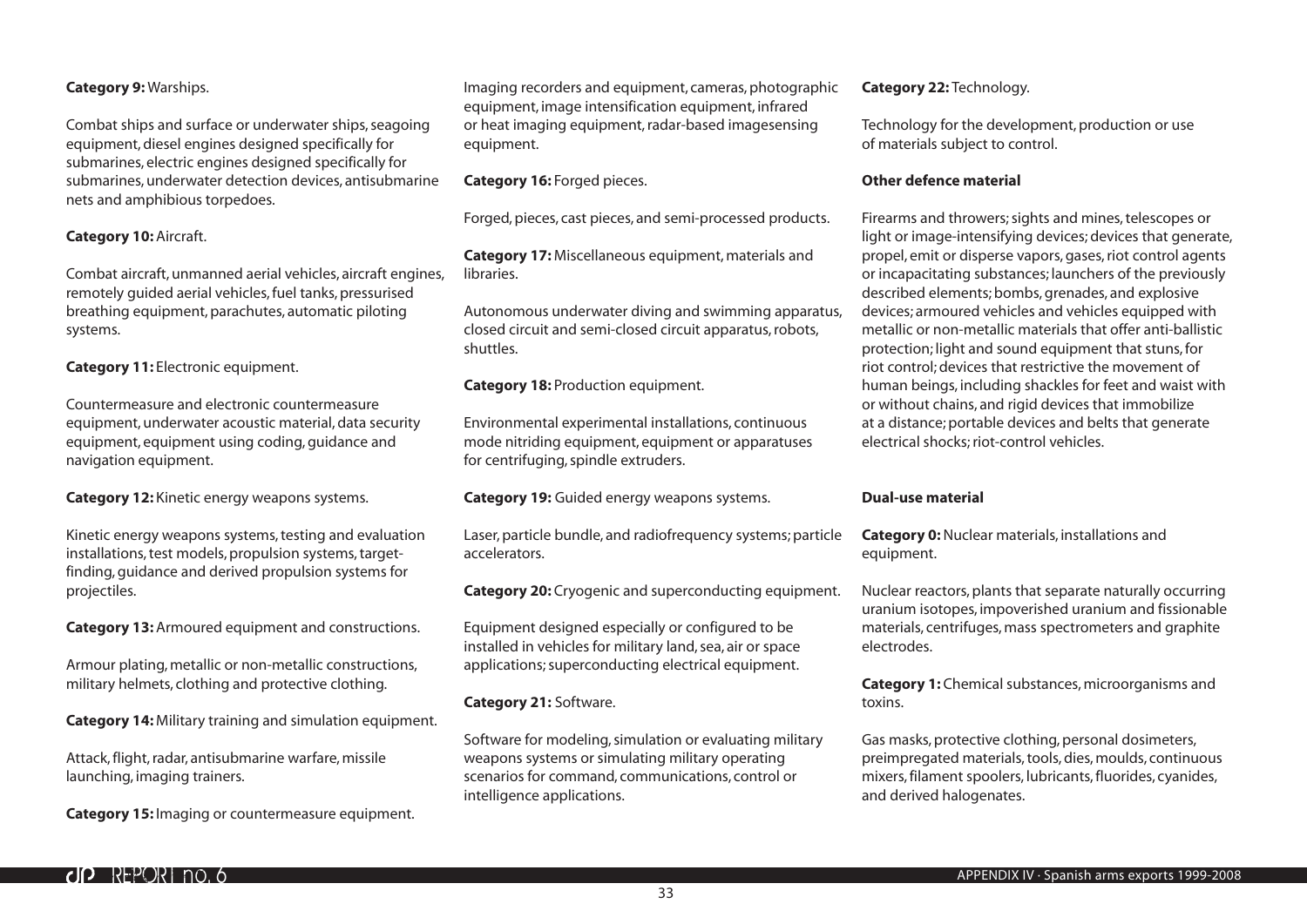**Category 9:** Warships.

Combat ships and surface or underwater ships, seagoing equipment, diesel engines designed specifically for submarines, electric engines designed specifically for submarines, underwater detection devices, antisubmarine nets and amphibious torpedoes.

**Category 10:** Aircraft.

Combat aircraft, unmanned aerial vehicles, aircraft engines, remotely guided aerial vehicles, fuel tanks, pressurised breathing equipment, parachutes, automatic piloting systems.

**Category 11:** Electronic equipment.

Countermeasure and electronic countermeasure equipment, underwater acoustic material, data security equipment, equipment using coding, guidance and navigation equipment.

**Category 12:** Kinetic energy weapons systems.

Kinetic energy weapons systems, testing and evaluation installations, test models, propulsion systems, target-finding, guidance and derived propulsion systems for projectiles.

**Category 13:** Armoured equipment and constructions.

Armour plating, metallic or non-metallic constructions, military helmets, clothing and protective clothing.

**Category 14:** Military training and simulation equipment.

Attack, flight, radar, antisubmarine warfare, missile launching, imaging trainers.

**Category 15:** Imaging or countermeasure equipment.

Imaging recorders and equipment, cameras, photographic equipment, image intensification equipment, infrared or heat imaging equipment, radar-based imagesensing equipment.

**Category 16:** Forged pieces.

Forged, pieces, cast pieces, and semi-processed products.

**Category 17:** Miscellaneous equipment, materials and libraries.

Autonomous underwater diving and swimming apparatus, closed circuit and semi-closed circuit apparatus, robots, shuttles.

**Category 18:** Production equipment.

Environmental experimental installations, continuous mode nitriding equipment, equipment or apparatuses for centrifuging, spindle extruders.

**Category 19:** Guided energy weapons systems.

Laser, particle bundle, and radiofrequency systems; particle accelerators.

**Category 20:** Cryogenic and superconducting equipment.

Equipment designed especially or configured to be installed in vehicles for military land, sea, air or space applications; superconducting electrical equipment.

**Category 21:** Software.

Software for modeling, simulation or evaluating military weapons systems or simulating military operating scenarios for command, communications, control or intelligence applications.

**Category 22:** Technology.

Technology for the development, production or use of materials subject to control.

**Other defence material**

Firearms and throwers; sights and mines, telescopes or light or image-intensifying devices; devices that generate, propel, emit or disperse vapors, gases, riot control agents or incapacitating substances; launchers of the previously described elements; bombs, grenades, and explosive devices; armoured vehicles and vehicles equipped with metallic or non-metallic materials that offer anti-ballistic protection; light and sound equipment that stuns, for riot control; devices that restrictive the movement of human beings, including shackles for feet and waist with or without chains, and rigid devices that immobilize at a distance; portable devices and belts that generate electrical shocks; riot-control vehicles.

**Dual-use material**

**Category 0:** Nuclear materials, installations and equipment.

Nuclear reactors, plants that separate naturally occurring uranium isotopes, impoverished uranium and fissionable materials, centrifuges, mass spectrometers and graphite electrodes.

**Category 1:** Chemical substances, microorganisms and toxins.

Gas masks, protective clothing, personal dosimeters, preimpregated materials, tools, dies, moulds, continuous mixers, filament spoolers, lubricants, fluorides, cyanides, and derived halogenates.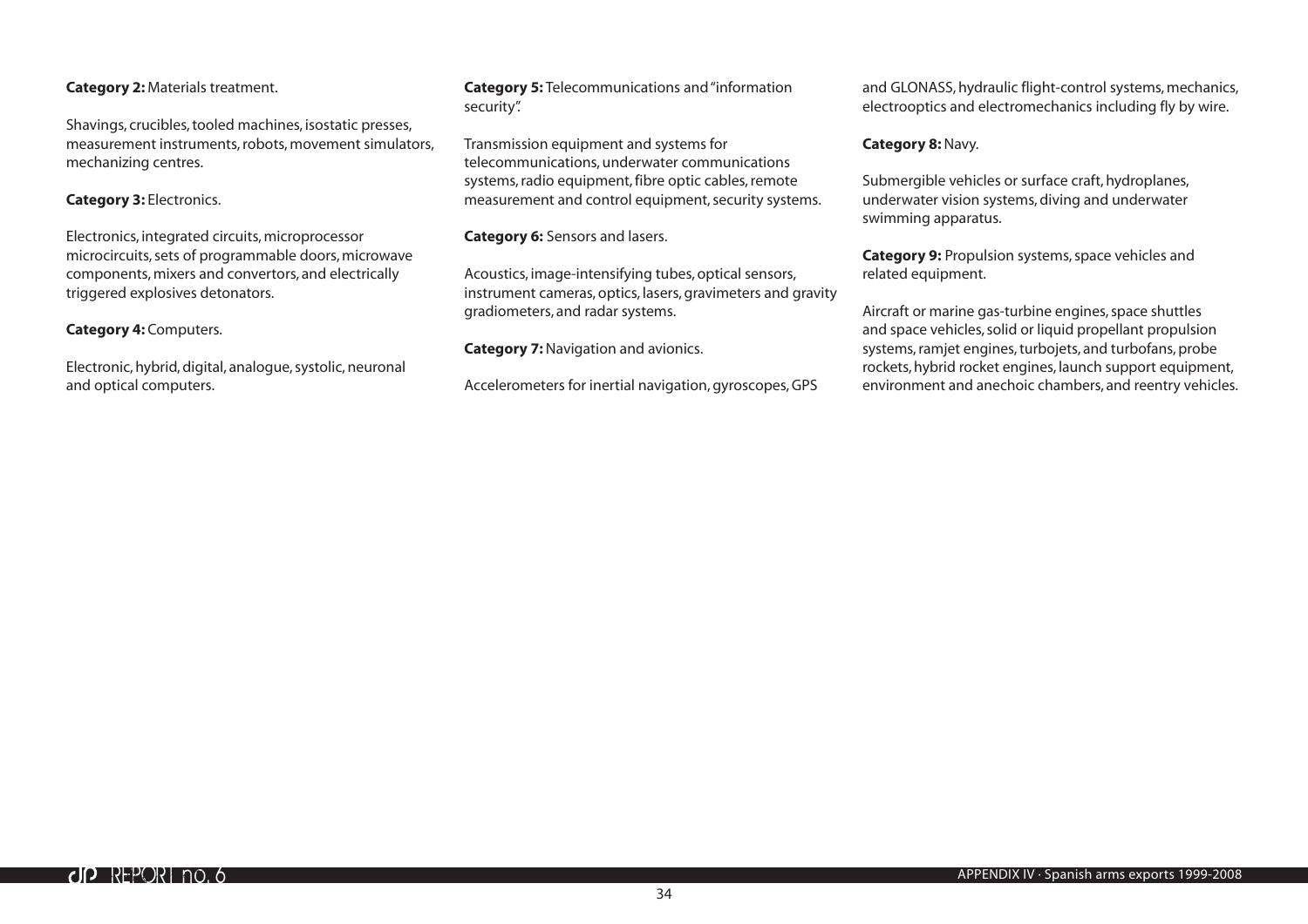**Category 2:** Materials treatment.

Shavings, crucibles, tooled machines, isostatic presses, measurement instruments, robots, movement simulators, mechanizing centres.

**Category 3:** Electronics.

Electronics, integrated circuits, microprocessor microcircuits, sets of programmable doors, microwave components, mixers and convertors, and electrically triggered explosives detonators.

**Category 4:** Computers.

Electronic, hybrid, digital, analogue, systolic, neuronal and optical computers.

**Category 5:** Telecommunications and "information security".

Transmission equipment and systems for telecommunications, underwater communications systems, radio equipment, fibre optic cables, remote measurement and control equipment, security systems.

**Category 6:** Sensors and lasers.

Acoustics, image-intensifying tubes, optical sensors, instrument cameras, optics, lasers, gravimeters and gravity gradiometers, and radar systems.

**Category 7:** Navigation and avionics.

Accelerometers for inertial navigation, gyroscopes, GPS and GLONASS, hydraulic flight-control systems, mechanics, electrooptics and electromechanics including fly by wire.

**Category 8:** Navy.

Submergible vehicles or surface craft, hydroplanes, underwater vision systems, diving and underwater swimming apparatus.

**Category 9:** Propulsion systems, space vehicles and related equipment.

Aircraft or marine gas-turbine engines, space shuttles and space vehicles, solid or liquid propellant propulsion systems, ramjet engines, turbojets, and turbofans, probe rockets, hybrid rocket engines, launch support equipment, environment and anechoic chambers, and reentry vehicles.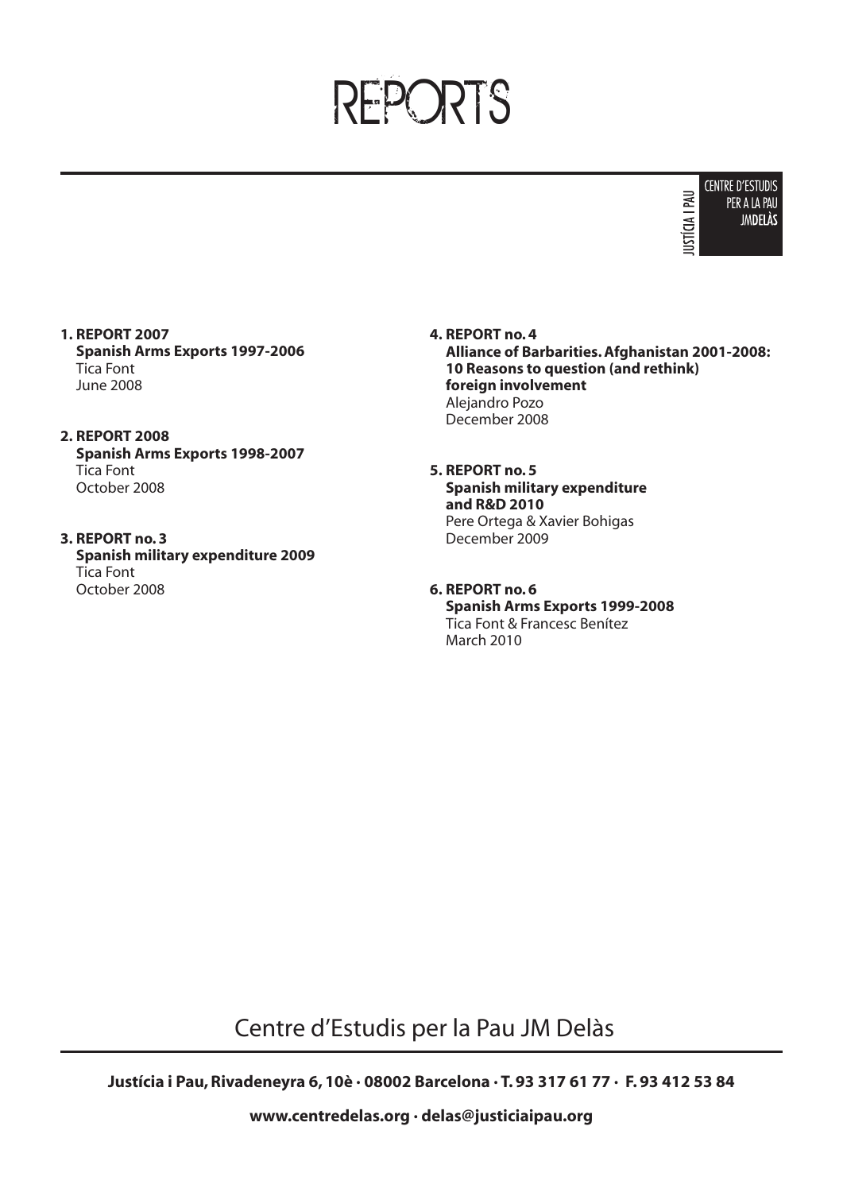# REPORTS

JUSTÍCIA I PAU

CENTRE D'ESTUDIS PER A LA PAU JMDELÀS

1. **REPORT 2007**
   **Spanish Arms Exports 1997-2006**
   Tica Font
   June 2008

2. **REPORT 2008**
   **Spanish Arms Exports 1998-2007**
   Tica Font
   October 2008

3. **REPORT no. 3**
   **Spanish military expenditure 2009**
   Tica Font
   October 2008

4. **REPORT no. 4**
   **Alliance of Barbarities. Afghanistan 2001-2008: 10 Reasons to question (and rethink) foreign involvement**
   Alejandro Pozo
   December 2008

5. **REPORT no. 5**
   **Spanish military expenditure and R&D 2010**
   Pere Ortega & Xavier Bohigas
   December 2009

6. **REPORT no. 6**
   **Spanish Arms Exports 1999-2008**
   Tica Font & Francesc Benítez
   March 2010

Centre d'Estudis per la Pau JM Delàs

**Justícia i Pau, Rivadeneyra 6, 10è · 08002 Barcelona · T. 93 317 61 77 · F. 93 412 53 84**

**www.centredelas.org · delas@justiciaipau.org**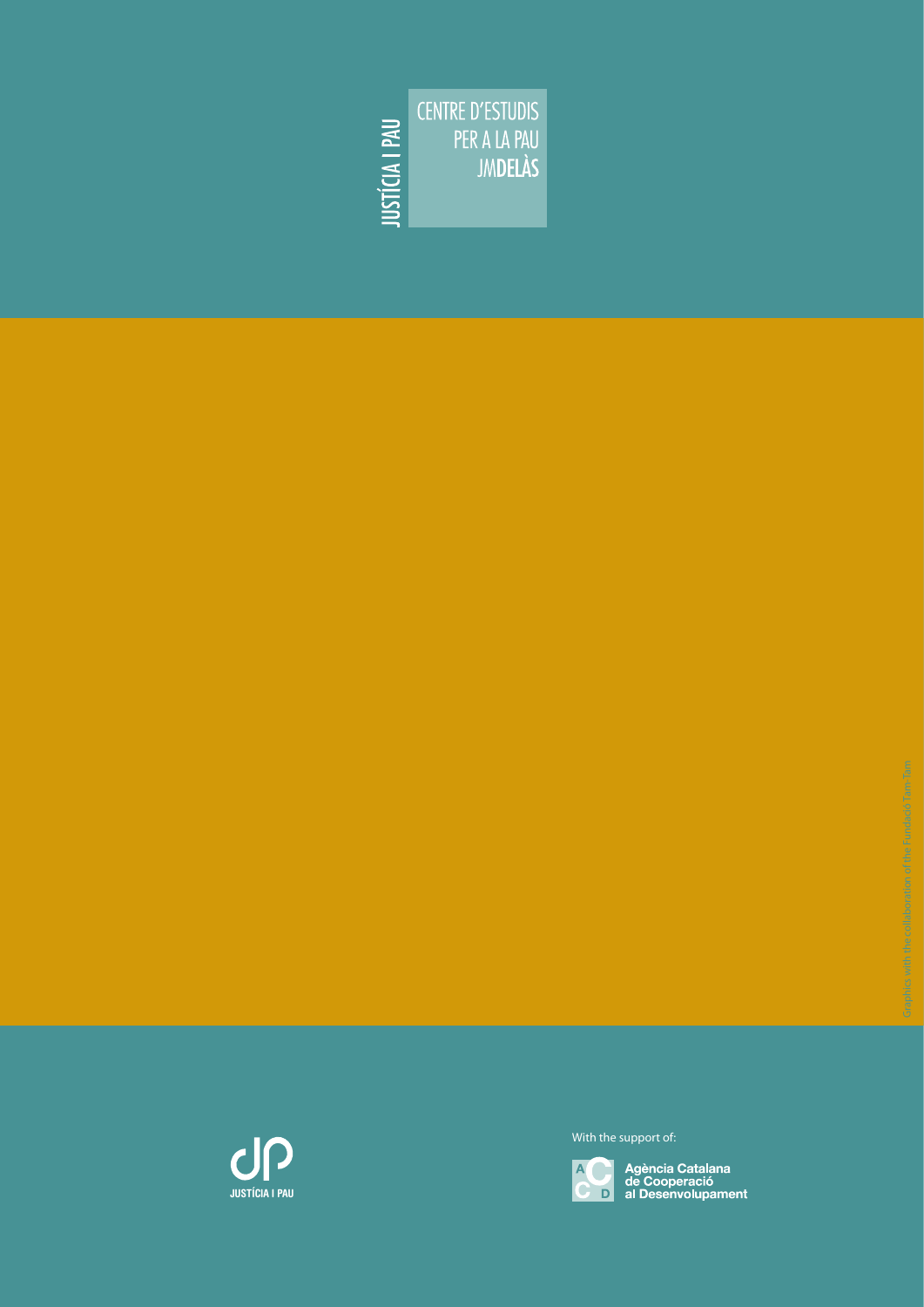JUSTÍCIA I PAU

CENTRE D'ESTUDIS PER A LA PAU JMDELÀS

Graphics with the collaboration of the Fundació Tam-Tam

JUSTÍCIA I PAU

With the support of:

Agència Catalana de Cooperació al Desenvolupament